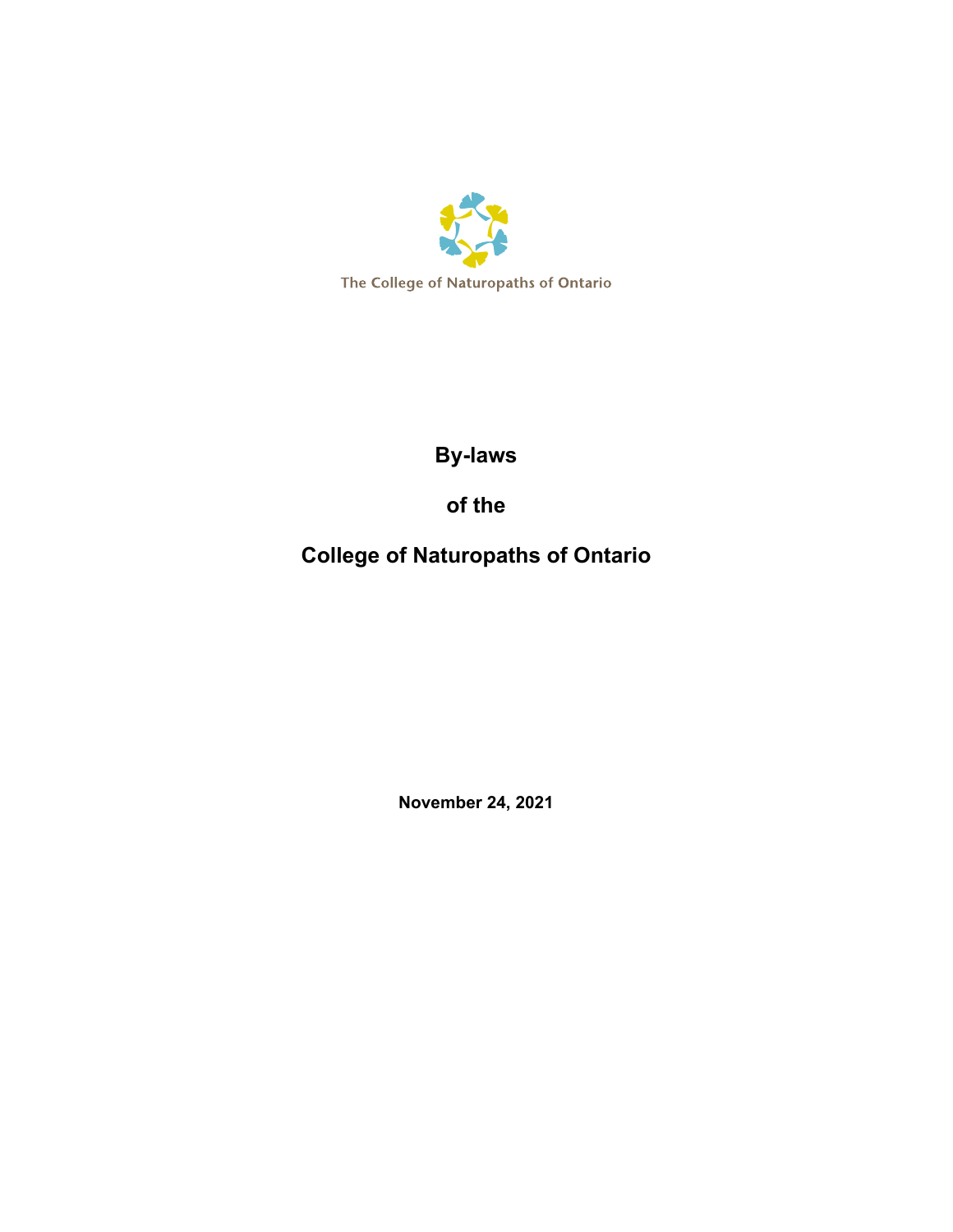The College of Naturopaths of Ontario

# By-laws

# of the

# College of Naturopaths of Ontario

**November 24, 2021**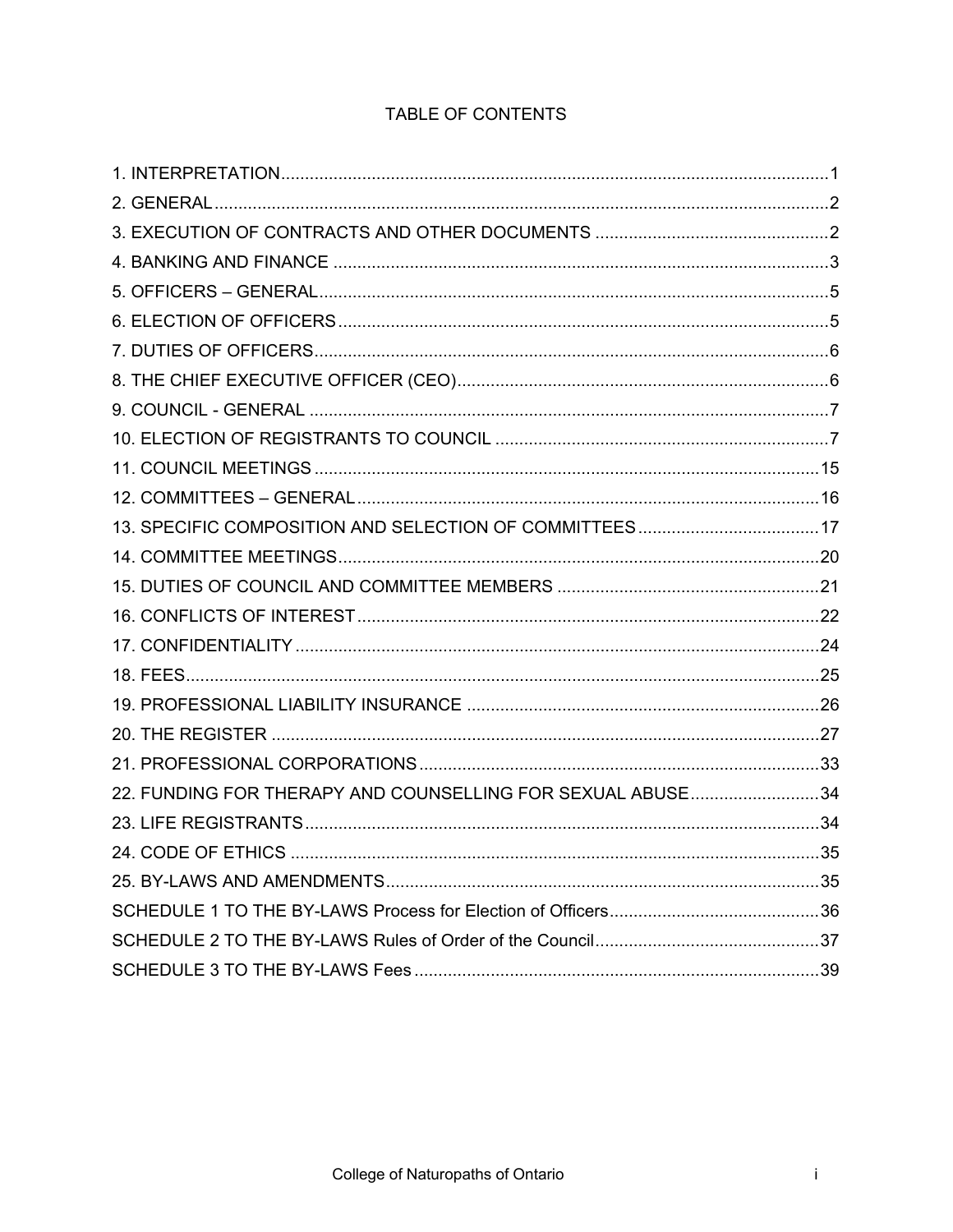# TABLE OF CONTENTS

1. INTERPRETATION .......... 1
2. GENERAL .......... 2
3. EXECUTION OF CONTRACTS AND OTHER DOCUMENTS .......... 2
4. BANKING AND FINANCE .......... 3
5. OFFICERS – GENERAL .......... 5
6. ELECTION OF OFFICERS .......... 5
7. DUTIES OF OFFICERS .......... 6
8. THE CHIEF EXECUTIVE OFFICER (CEO) .......... 6
9. COUNCIL - GENERAL .......... 7
10. ELECTION OF REGISTRANTS TO COUNCIL .......... 7
11. COUNCIL MEETINGS .......... 15
12. COMMITTEES – GENERAL .......... 16
13. SPECIFIC COMPOSITION AND SELECTION OF COMMITTEES .......... 17
14. COMMITTEE MEETINGS .......... 20
15. DUTIES OF COUNCIL AND COMMITTEE MEMBERS .......... 21
16. CONFLICTS OF INTEREST .......... 22
17. CONFIDENTIALITY .......... 24
18. FEES .......... 25
19. PROFESSIONAL LIABILITY INSURANCE .......... 26
20. THE REGISTER .......... 27
21. PROFESSIONAL CORPORATIONS .......... 33
22. FUNDING FOR THERAPY AND COUNSELLING FOR SEXUAL ABUSE .......... 34
23. LIFE REGISTRANTS .......... 34
24. CODE OF ETHICS .......... 35
25. BY-LAWS AND AMENDMENTS .......... 35

SCHEDULE 1 TO THE BY-LAWS Process for Election of Officers .......... 36

SCHEDULE 2 TO THE BY-LAWS Rules of Order of the Council .......... 37

SCHEDULE 3 TO THE BY-LAWS Fees .......... 39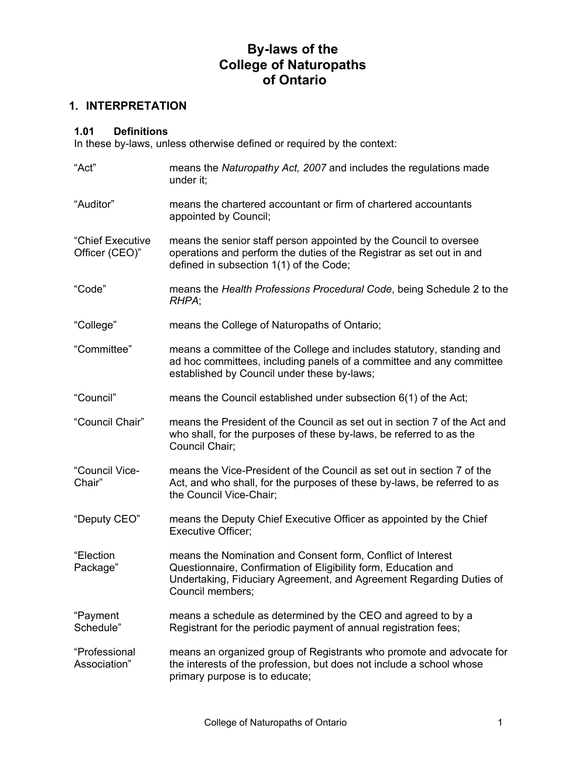# By-laws of the College of Naturopaths of Ontario

## 1. INTERPRETATION

### 1.01 Definitions

In these by-laws, unless otherwise defined or required by the context:

| Term | Definition |
| --- | --- |
| "Act" | means the *Naturopathy Act, 2007* and includes the regulations made under it; |
| "Auditor" | means the chartered accountant or firm of chartered accountants appointed by Council; |
| "Chief Executive Officer (CEO)" | means the senior staff person appointed by the Council to oversee operations and perform the duties of the Registrar as set out in and defined in subsection 1(1) of the Code; |
| "Code" | means the *Health Professions Procedural Code*, being Schedule 2 to the *RHPA*; |
| "College" | means the College of Naturopaths of Ontario; |
| "Committee" | means a committee of the College and includes statutory, standing and ad hoc committees, including panels of a committee and any committee established by Council under these by-laws; |
| "Council" | means the Council established under subsection 6(1) of the Act; |
| "Council Chair" | means the President of the Council as set out in section 7 of the Act and who shall, for the purposes of these by-laws, be referred to as the Council Chair; |
| "Council Vice-Chair" | means the Vice-President of the Council as set out in section 7 of the Act, and who shall, for the purposes of these by-laws, be referred to as the Council Vice-Chair; |
| "Deputy CEO" | means the Deputy Chief Executive Officer as appointed by the Chief Executive Officer; |
| "Election Package" | means the Nomination and Consent form, Conflict of Interest Questionnaire, Confirmation of Eligibility form, Education and Undertaking, Fiduciary Agreement, and Agreement Regarding Duties of Council members; |
| "Payment Schedule" | means a schedule as determined by the CEO and agreed to by a Registrant for the periodic payment of annual registration fees; |
| "Professional Association" | means an organized group of Registrants who promote and advocate for the interests of the profession, but does not include a school whose primary purpose is to educate; |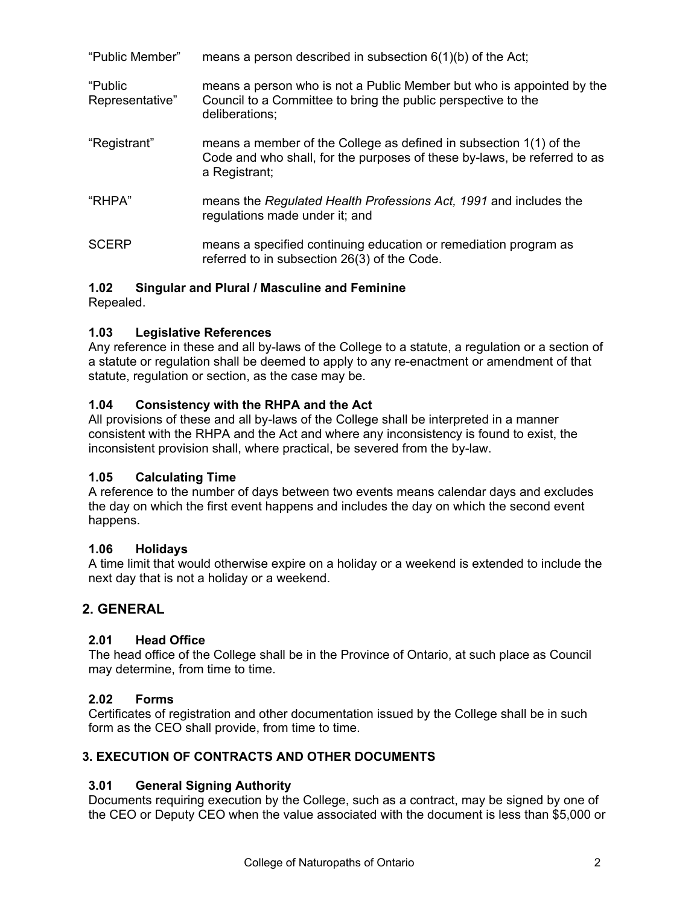| | |
|---|---|
| "Public Member" | means a person described in subsection 6(1)(b) of the Act; |
| "Public Representative" | means a person who is not a Public Member but who is appointed by the Council to a Committee to bring the public perspective to the deliberations; |
| "Registrant" | means a member of the College as defined in subsection 1(1) of the Code and who shall, for the purposes of these by-laws, be referred to as a Registrant; |
| "RHPA" | means the *Regulated Health Professions Act, 1991* and includes the regulations made under it; and |
| SCERP | means a specified continuing education or remediation program as referred to in subsection 26(3) of the Code. |

### 1.02 Singular and Plural / Masculine and Feminine

Repealed.

### 1.03 Legislative References

Any reference in these and all by-laws of the College to a statute, a regulation or a section of a statute or regulation shall be deemed to apply to any re-enactment or amendment of that statute, regulation or section, as the case may be.

### 1.04 Consistency with the RHPA and the Act

All provisions of these and all by-laws of the College shall be interpreted in a manner consistent with the RHPA and the Act and where any inconsistency is found to exist, the inconsistent provision shall, where practical, be severed from the by-law.

### 1.05 Calculating Time

A reference to the number of days between two events means calendar days and excludes the day on which the first event happens and includes the day on which the second event happens.

### 1.06 Holidays

A time limit that would otherwise expire on a holiday or a weekend is extended to include the next day that is not a holiday or a weekend.

## 2. GENERAL

### 2.01 Head Office

The head office of the College shall be in the Province of Ontario, at such place as Council may determine, from time to time.

### 2.02 Forms

Certificates of registration and other documentation issued by the College shall be in such form as the CEO shall provide, from time to time.

## 3. EXECUTION OF CONTRACTS AND OTHER DOCUMENTS

### 3.01 General Signing Authority

Documents requiring execution by the College, such as a contract, may be signed by one of the CEO or Deputy CEO when the value associated with the document is less than $5,000 or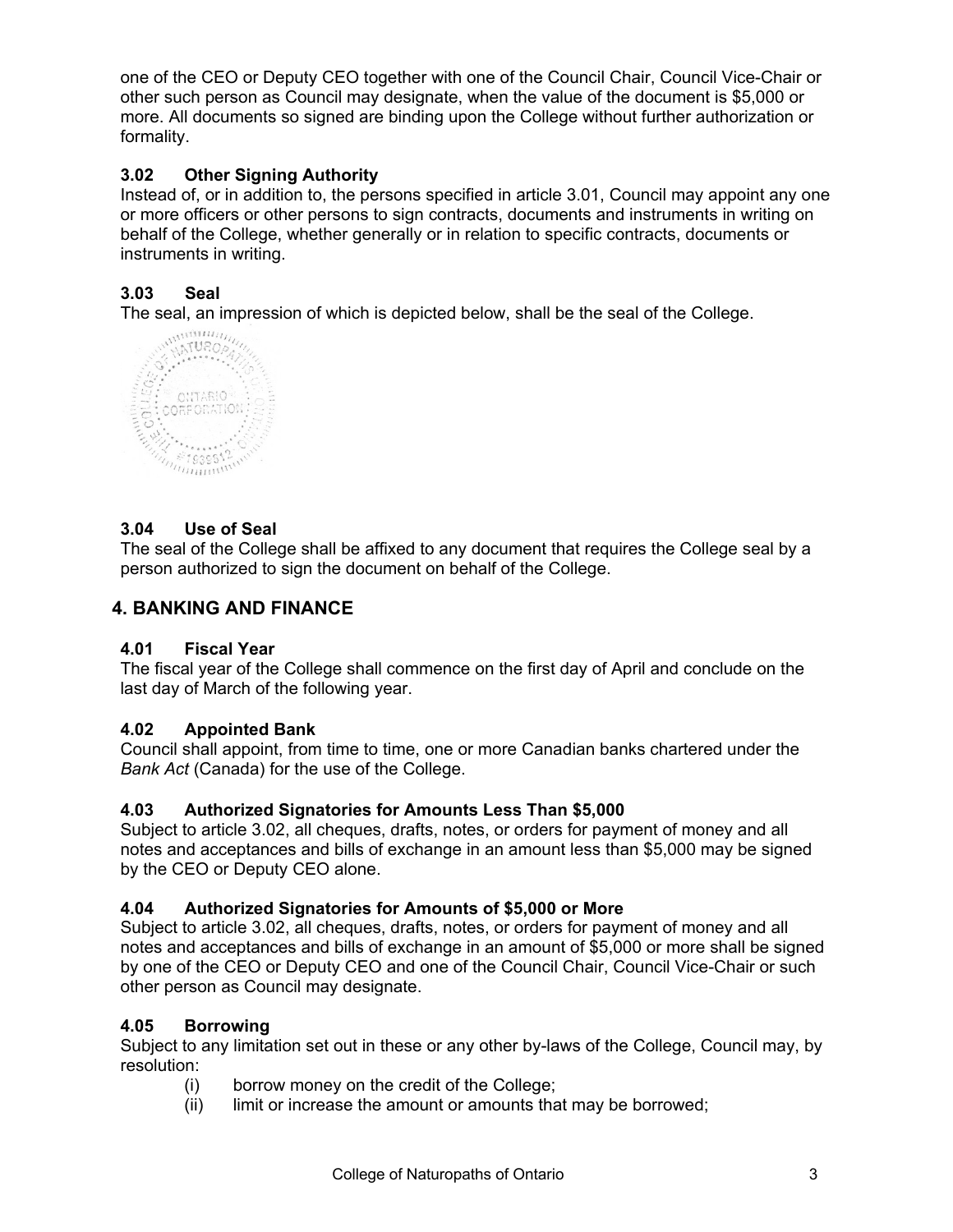one of the CEO or Deputy CEO together with one of the Council Chair, Council Vice-Chair or other such person as Council may designate, when the value of the document is $5,000 or more. All documents so signed are binding upon the College without further authorization or formality.

### 3.02 Other Signing Authority

Instead of, or in addition to, the persons specified in article 3.01, Council may appoint any one or more officers or other persons to sign contracts, documents and instruments in writing on behalf of the College, whether generally or in relation to specific contracts, documents or instruments in writing.

### 3.03 Seal

The seal, an impression of which is depicted below, shall be the seal of the College.

### 3.04 Use of Seal

The seal of the College shall be affixed to any document that requires the College seal by a person authorized to sign the document on behalf of the College.

## 4. BANKING AND FINANCE

### 4.01 Fiscal Year

The fiscal year of the College shall commence on the first day of April and conclude on the last day of March of the following year.

### 4.02 Appointed Bank

Council shall appoint, from time to time, one or more Canadian banks chartered under the *Bank Act* (Canada) for the use of the College.

### 4.03 Authorized Signatories for Amounts Less Than $5,000

Subject to article 3.02, all cheques, drafts, notes, or orders for payment of money and all notes and acceptances and bills of exchange in an amount less than $5,000 may be signed by the CEO or Deputy CEO alone.

### 4.04 Authorized Signatories for Amounts of $5,000 or More

Subject to article 3.02, all cheques, drafts, notes, or orders for payment of money and all notes and acceptances and bills of exchange in an amount of $5,000 or more shall be signed by one of the CEO or Deputy CEO and one of the Council Chair, Council Vice-Chair or such other person as Council may designate.

### 4.05 Borrowing

Subject to any limitation set out in these or any other by-laws of the College, Council may, by resolution:

- (i) borrow money on the credit of the College;
- (ii) limit or increase the amount or amounts that may be borrowed;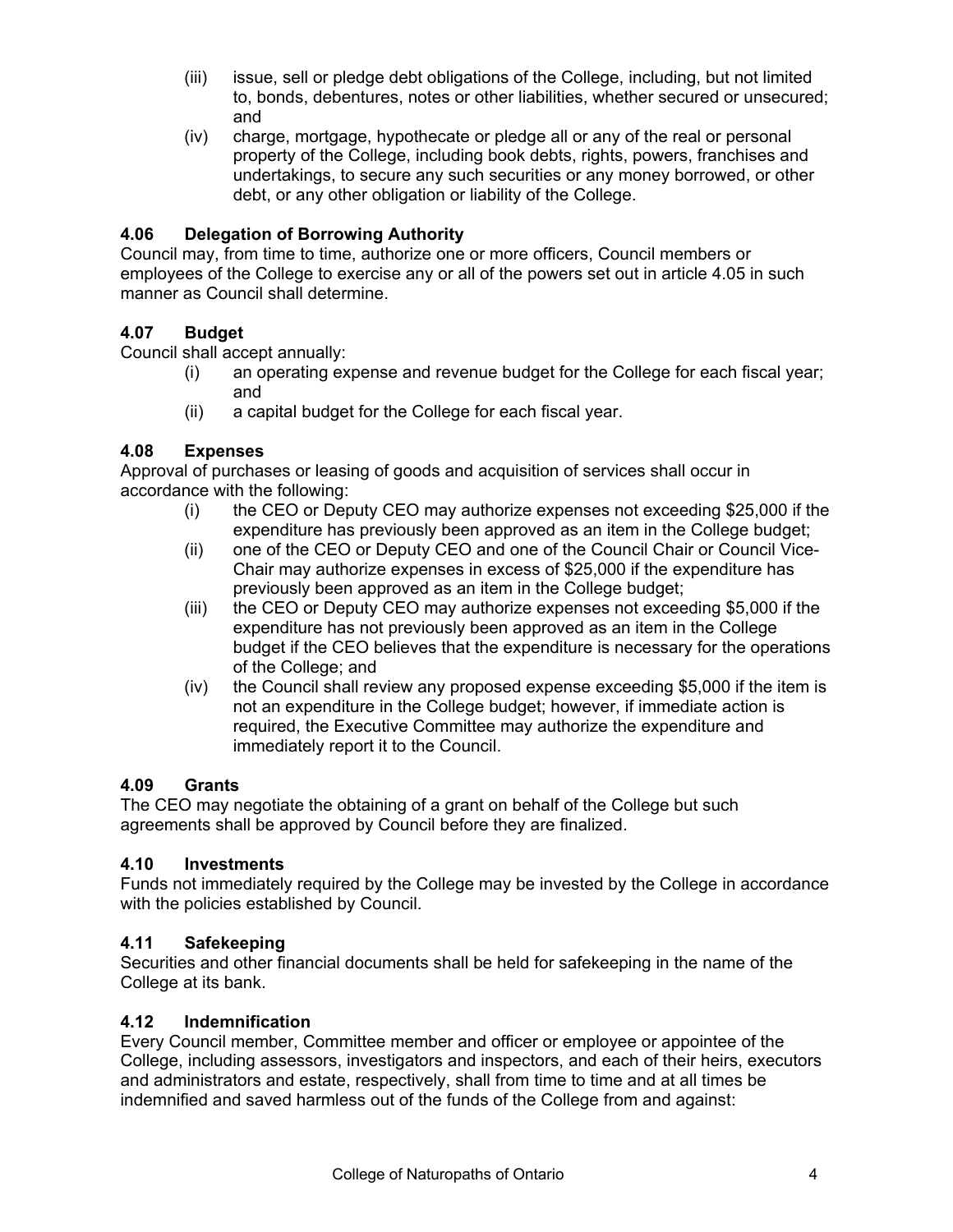(iii) issue, sell or pledge debt obligations of the College, including, but not limited to, bonds, debentures, notes or other liabilities, whether secured or unsecured; and

(iv) charge, mortgage, hypothecate or pledge all or any of the real or personal property of the College, including book debts, rights, powers, franchises and undertakings, to secure any such securities or any money borrowed, or other debt, or any other obligation or liability of the College.

### 4.06 Delegation of Borrowing Authority

Council may, from time to time, authorize one or more officers, Council members or employees of the College to exercise any or all of the powers set out in article 4.05 in such manner as Council shall determine.

### 4.07 Budget

Council shall accept annually:

(i) an operating expense and revenue budget for the College for each fiscal year; and

(ii) a capital budget for the College for each fiscal year.

### 4.08 Expenses

Approval of purchases or leasing of goods and acquisition of services shall occur in accordance with the following:

(i) the CEO or Deputy CEO may authorize expenses not exceeding $25,000 if the expenditure has previously been approved as an item in the College budget;

(ii) one of the CEO or Deputy CEO and one of the Council Chair or Council Vice-Chair may authorize expenses in excess of $25,000 if the expenditure has previously been approved as an item in the College budget;

(iii) the CEO or Deputy CEO may authorize expenses not exceeding $5,000 if the expenditure has not previously been approved as an item in the College budget if the CEO believes that the expenditure is necessary for the operations of the College; and

(iv) the Council shall review any proposed expense exceeding $5,000 if the item is not an expenditure in the College budget; however, if immediate action is required, the Executive Committee may authorize the expenditure and immediately report it to the Council.

### 4.09 Grants

The CEO may negotiate the obtaining of a grant on behalf of the College but such agreements shall be approved by Council before they are finalized.

### 4.10 Investments

Funds not immediately required by the College may be invested by the College in accordance with the policies established by Council.

### 4.11 Safekeeping

Securities and other financial documents shall be held for safekeeping in the name of the College at its bank.

### 4.12 Indemnification

Every Council member, Committee member and officer or employee or appointee of the College, including assessors, investigators and inspectors, and each of their heirs, executors and administrators and estate, respectively, shall from time to time and at all times be indemnified and saved harmless out of the funds of the College from and against: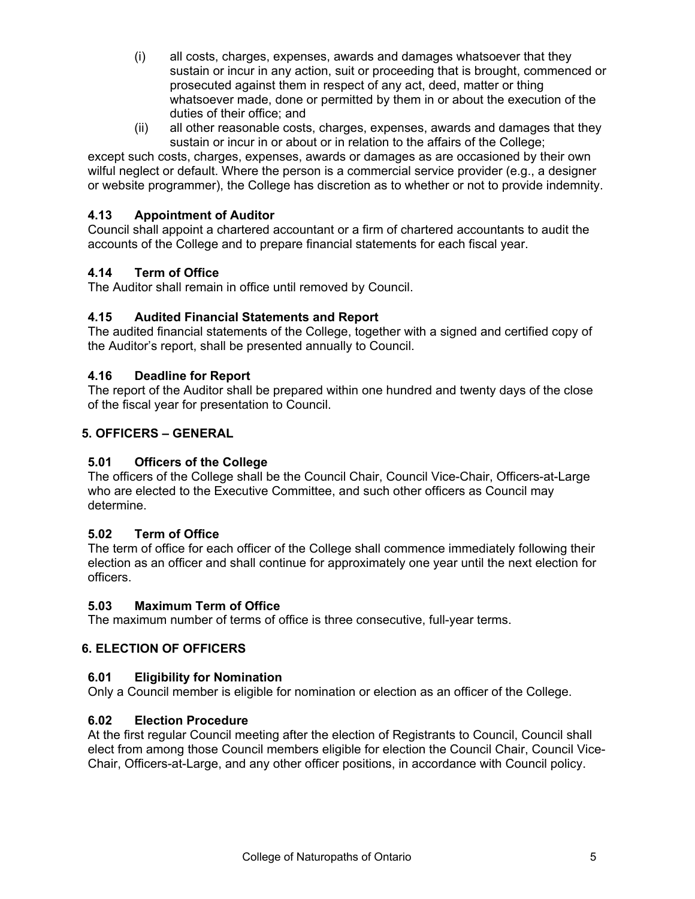(i) all costs, charges, expenses, awards and damages whatsoever that they sustain or incur in any action, suit or proceeding that is brought, commenced or prosecuted against them in respect of any act, deed, matter or thing whatsoever made, done or permitted by them in or about the execution of the duties of their office; and

(ii) all other reasonable costs, charges, expenses, awards and damages that they sustain or incur in or about or in relation to the affairs of the College;

except such costs, charges, expenses, awards or damages as are occasioned by their own wilful neglect or default. Where the person is a commercial service provider (e.g., a designer or website programmer), the College has discretion as to whether or not to provide indemnity.

### 4.13 Appointment of Auditor

Council shall appoint a chartered accountant or a firm of chartered accountants to audit the accounts of the College and to prepare financial statements for each fiscal year.

### 4.14 Term of Office

The Auditor shall remain in office until removed by Council.

### 4.15 Audited Financial Statements and Report

The audited financial statements of the College, together with a signed and certified copy of the Auditor's report, shall be presented annually to Council.

### 4.16 Deadline for Report

The report of the Auditor shall be prepared within one hundred and twenty days of the close of the fiscal year for presentation to Council.

## 5. OFFICERS – GENERAL

### 5.01 Officers of the College

The officers of the College shall be the Council Chair, Council Vice-Chair, Officers-at-Large who are elected to the Executive Committee, and such other officers as Council may determine.

### 5.02 Term of Office

The term of office for each officer of the College shall commence immediately following their election as an officer and shall continue for approximately one year until the next election for officers.

### 5.03 Maximum Term of Office

The maximum number of terms of office is three consecutive, full-year terms.

## 6. ELECTION OF OFFICERS

### 6.01 Eligibility for Nomination

Only a Council member is eligible for nomination or election as an officer of the College.

### 6.02 Election Procedure

At the first regular Council meeting after the election of Registrants to Council, Council shall elect from among those Council members eligible for election the Council Chair, Council Vice-Chair, Officers-at-Large, and any other officer positions, in accordance with Council policy.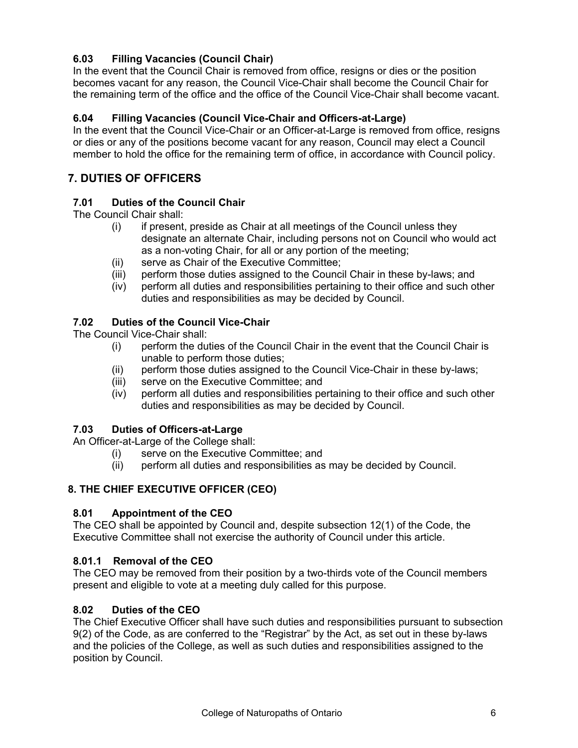### 6.03 Filling Vacancies (Council Chair)

In the event that the Council Chair is removed from office, resigns or dies or the position becomes vacant for any reason, the Council Vice-Chair shall become the Council Chair for the remaining term of the office and the office of the Council Vice-Chair shall become vacant.

### 6.04 Filling Vacancies (Council Vice-Chair and Officers-at-Large)

In the event that the Council Vice-Chair or an Officer-at-Large is removed from office, resigns or dies or any of the positions become vacant for any reason, Council may elect a Council member to hold the office for the remaining term of office, in accordance with Council policy.

## 7. DUTIES OF OFFICERS

### 7.01 Duties of the Council Chair

The Council Chair shall:

- (i) if present, preside as Chair at all meetings of the Council unless they designate an alternate Chair, including persons not on Council who would act as a non-voting Chair, for all or any portion of the meeting;
- (ii) serve as Chair of the Executive Committee;
- (iii) perform those duties assigned to the Council Chair in these by-laws; and
- (iv) perform all duties and responsibilities pertaining to their office and such other duties and responsibilities as may be decided by Council.

### 7.02 Duties of the Council Vice-Chair

The Council Vice-Chair shall:

- (i) perform the duties of the Council Chair in the event that the Council Chair is unable to perform those duties;
- (ii) perform those duties assigned to the Council Vice-Chair in these by-laws;
- (iii) serve on the Executive Committee; and
- (iv) perform all duties and responsibilities pertaining to their office and such other duties and responsibilities as may be decided by Council.

### 7.03 Duties of Officers-at-Large

An Officer-at-Large of the College shall:

- (i) serve on the Executive Committee; and
- (ii) perform all duties and responsibilities as may be decided by Council.

## 8. THE CHIEF EXECUTIVE OFFICER (CEO)

### 8.01 Appointment of the CEO

The CEO shall be appointed by Council and, despite subsection 12(1) of the Code, the Executive Committee shall not exercise the authority of Council under this article.

### 8.01.1 Removal of the CEO

The CEO may be removed from their position by a two-thirds vote of the Council members present and eligible to vote at a meeting duly called for this purpose.

### 8.02 Duties of the CEO

The Chief Executive Officer shall have such duties and responsibilities pursuant to subsection 9(2) of the Code, as are conferred to the "Registrar" by the Act, as set out in these by-laws and the policies of the College, as well as such duties and responsibilities assigned to the position by Council.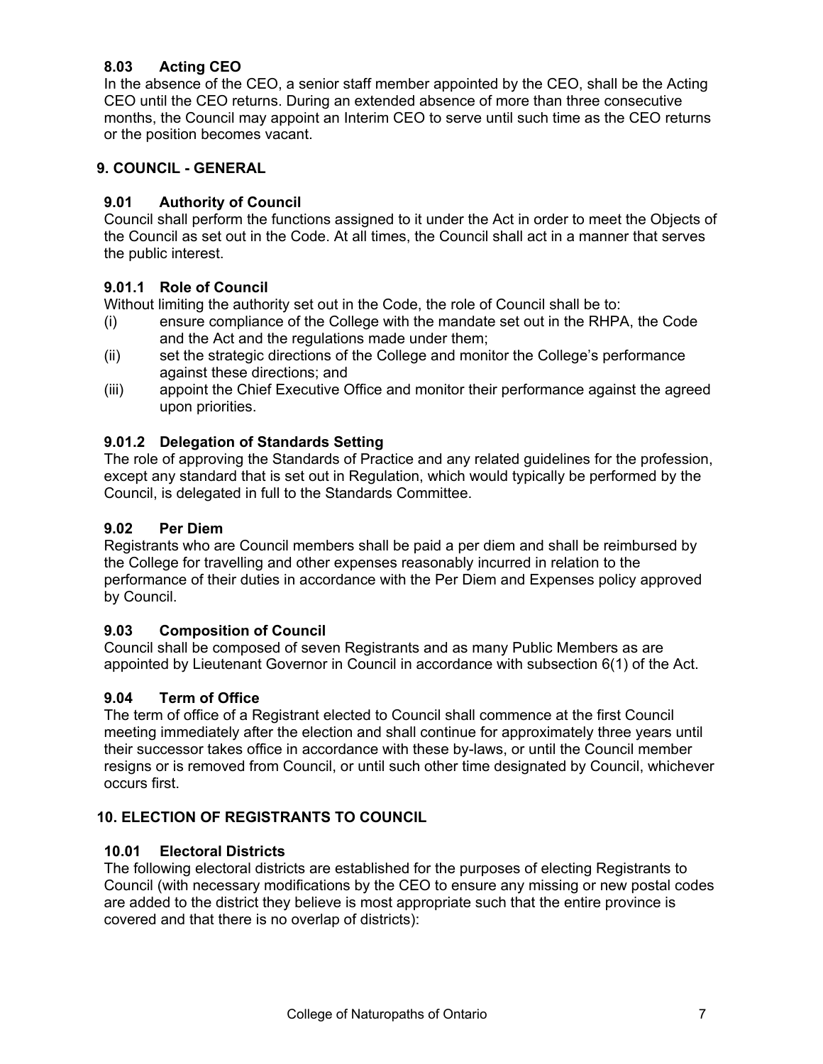### 8.03 Acting CEO

In the absence of the CEO, a senior staff member appointed by the CEO, shall be the Acting CEO until the CEO returns. During an extended absence of more than three consecutive months, the Council may appoint an Interim CEO to serve until such time as the CEO returns or the position becomes vacant.

## 9. COUNCIL - GENERAL

### 9.01 Authority of Council

Council shall perform the functions assigned to it under the Act in order to meet the Objects of the Council as set out in the Code. At all times, the Council shall act in a manner that serves the public interest.

### 9.01.1 Role of Council

Without limiting the authority set out in the Code, the role of Council shall be to:

(i) ensure compliance of the College with the mandate set out in the RHPA, the Code and the Act and the regulations made under them;

(ii) set the strategic directions of the College and monitor the College's performance against these directions; and

(iii) appoint the Chief Executive Office and monitor their performance against the agreed upon priorities.

### 9.01.2 Delegation of Standards Setting

The role of approving the Standards of Practice and any related guidelines for the profession, except any standard that is set out in Regulation, which would typically be performed by the Council, is delegated in full to the Standards Committee.

### 9.02 Per Diem

Registrants who are Council members shall be paid a per diem and shall be reimbursed by the College for travelling and other expenses reasonably incurred in relation to the performance of their duties in accordance with the Per Diem and Expenses policy approved by Council.

### 9.03 Composition of Council

Council shall be composed of seven Registrants and as many Public Members as are appointed by Lieutenant Governor in Council in accordance with subsection 6(1) of the Act.

### 9.04 Term of Office

The term of office of a Registrant elected to Council shall commence at the first Council meeting immediately after the election and shall continue for approximately three years until their successor takes office in accordance with these by-laws, or until the Council member resigns or is removed from Council, or until such other time designated by Council, whichever occurs first.

## 10. ELECTION OF REGISTRANTS TO COUNCIL

### 10.01 Electoral Districts

The following electoral districts are established for the purposes of electing Registrants to Council (with necessary modifications by the CEO to ensure any missing or new postal codes are added to the district they believe is most appropriate such that the entire province is covered and that there is no overlap of districts):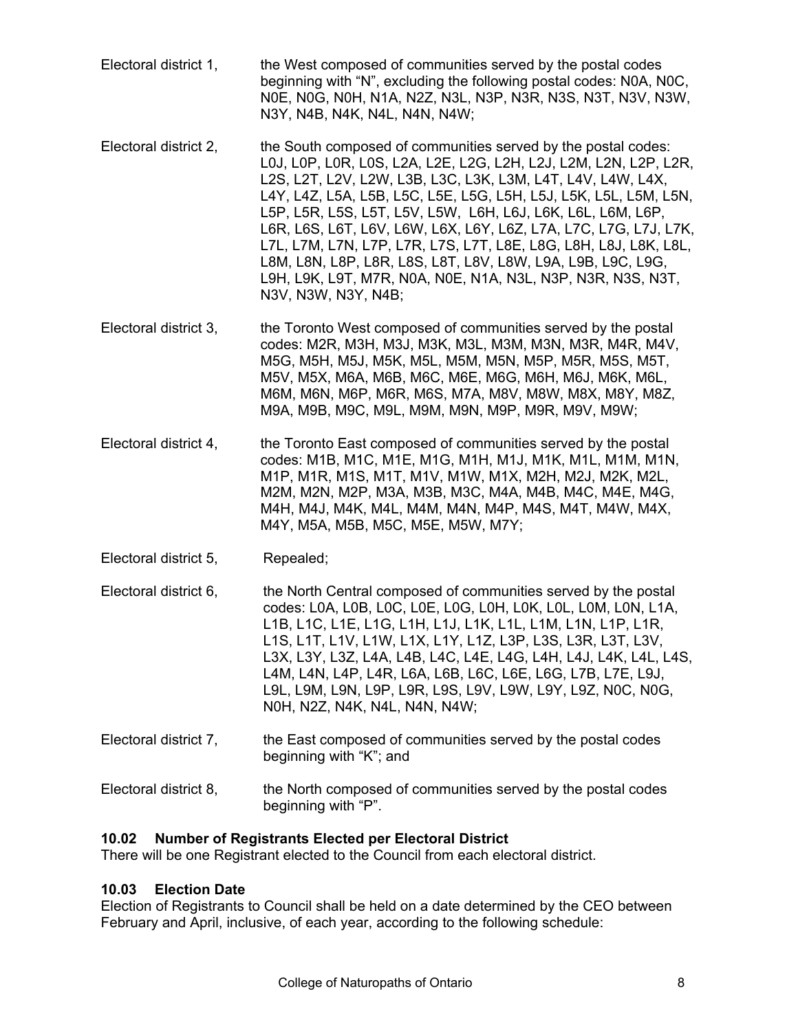Electoral district 1, the West composed of communities served by the postal codes beginning with "N", excluding the following postal codes: N0A, N0C, N0E, N0G, N0H, N1A, N2Z, N3L, N3P, N3R, N3S, N3T, N3V, N3W, N3Y, N4B, N4K, N4L, N4N, N4W;

Electoral district 2, the South composed of communities served by the postal codes: L0J, L0P, L0R, L0S, L2A, L2E, L2G, L2H, L2J, L2M, L2N, L2P, L2R, L2S, L2T, L2V, L2W, L3B, L3C, L3K, L3M, L4T, L4V, L4W, L4X, L4Y, L4Z, L5A, L5B, L5C, L5E, L5G, L5H, L5J, L5K, L5L, L5M, L5N, L5P, L5R, L5S, L5T, L5V, L5W, L6H, L6J, L6K, L6L, L6M, L6P, L6R, L6S, L6T, L6V, L6W, L6X, L6Y, L6Z, L7A, L7C, L7G, L7J, L7K, L7L, L7M, L7N, L7P, L7R, L7S, L7T, L8E, L8G, L8H, L8J, L8K, L8L, L8M, L8N, L8P, L8R, L8S, L8T, L8V, L8W, L9A, L9B, L9C, L9G, L9H, L9K, L9T, M7R, N0A, N0E, N1A, N3L, N3P, N3R, N3S, N3T, N3V, N3W, N3Y, N4B;

Electoral district 3, the Toronto West composed of communities served by the postal codes: M2R, M3H, M3J, M3K, M3L, M3M, M3N, M3R, M4R, M4V, M5G, M5H, M5J, M5K, M5L, M5M, M5N, M5P, M5R, M5S, M5T, M5V, M5X, M6A, M6B, M6C, M6E, M6G, M6H, M6J, M6K, M6L, M6M, M6N, M6P, M6R, M6S, M7A, M8V, M8W, M8X, M8Y, M8Z, M9A, M9B, M9C, M9L, M9M, M9N, M9P, M9R, M9V, M9W;

Electoral district 4, the Toronto East composed of communities served by the postal codes: M1B, M1C, M1E, M1G, M1H, M1J, M1K, M1L, M1M, M1N, M1P, M1R, M1S, M1T, M1V, M1W, M1X, M2H, M2J, M2K, M2L, M2M, M2N, M2P, M3A, M3B, M3C, M4A, M4B, M4C, M4E, M4G, M4H, M4J, M4K, M4L, M4M, M4N, M4P, M4S, M4T, M4W, M4X, M4Y, M5A, M5B, M5C, M5E, M5W, M7Y;

Electoral district 5, Repealed;

Electoral district 6, the North Central composed of communities served by the postal codes: L0A, L0B, L0C, L0E, L0G, L0H, L0K, L0L, L0M, L0N, L1A, L1B, L1C, L1E, L1G, L1H, L1J, L1K, L1L, L1M, L1N, L1P, L1R, L1S, L1T, L1V, L1W, L1X, L1Y, L1Z, L3P, L3S, L3R, L3T, L3V, L3X, L3Y, L3Z, L4A, L4B, L4C, L4E, L4G, L4H, L4J, L4K, L4L, L4S, L4M, L4N, L4P, L4R, L6A, L6B, L6C, L6E, L6G, L7B, L7E, L9J, L9L, L9M, L9N, L9P, L9R, L9S, L9V, L9W, L9Y, L9Z, N0C, N0G, N0H, N2Z, N4K, N4L, N4N, N4W;

Electoral district 7, the East composed of communities served by the postal codes beginning with "K"; and

Electoral district 8, the North composed of communities served by the postal codes beginning with "P".

### 10.02 Number of Registrants Elected per Electoral District

There will be one Registrant elected to the Council from each electoral district.

### 10.03 Election Date

Election of Registrants to Council shall be held on a date determined by the CEO between February and April, inclusive, of each year, according to the following schedule: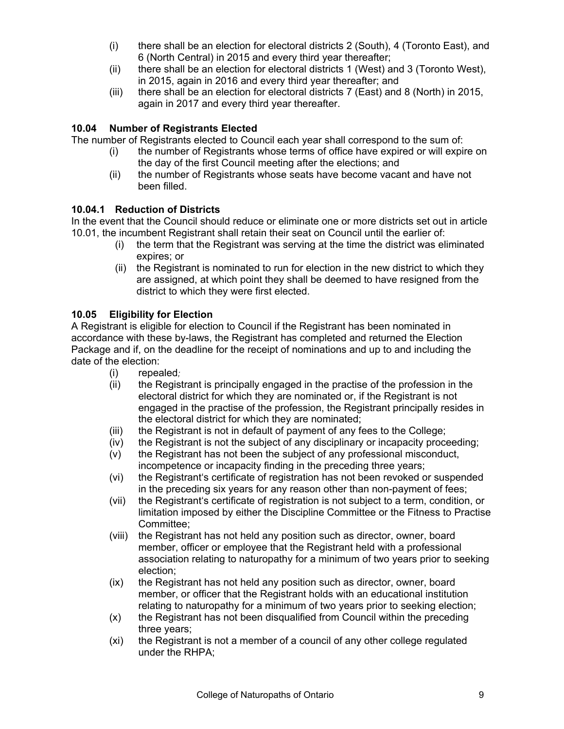(i) there shall be an election for electoral districts 2 (South), 4 (Toronto East), and 6 (North Central) in 2015 and every third year thereafter;

(ii) there shall be an election for electoral districts 1 (West) and 3 (Toronto West), in 2015, again in 2016 and every third year thereafter; and

(iii) there shall be an election for electoral districts 7 (East) and 8 (North) in 2015, again in 2017 and every third year thereafter.

### 10.04 Number of Registrants Elected

The number of Registrants elected to Council each year shall correspond to the sum of:

(i) the number of Registrants whose terms of office have expired or will expire on the day of the first Council meeting after the elections; and

(ii) the number of Registrants whose seats have become vacant and have not been filled.

### 10.04.1 Reduction of Districts

In the event that the Council should reduce or eliminate one or more districts set out in article 10.01, the incumbent Registrant shall retain their seat on Council until the earlier of:

(i) the term that the Registrant was serving at the time the district was eliminated expires; or

(ii) the Registrant is nominated to run for election in the new district to which they are assigned, at which point they shall be deemed to have resigned from the district to which they were first elected.

### 10.05 Eligibility for Election

A Registrant is eligible for election to Council if the Registrant has been nominated in accordance with these by-laws, the Registrant has completed and returned the Election Package and if, on the deadline for the receipt of nominations and up to and including the date of the election:

(i) repealed*;*

(ii) the Registrant is principally engaged in the practise of the profession in the electoral district for which they are nominated or, if the Registrant is not engaged in the practise of the profession, the Registrant principally resides in the electoral district for which they are nominated;

(iii) the Registrant is not in default of payment of any fees to the College;

(iv) the Registrant is not the subject of any disciplinary or incapacity proceeding;

(v) the Registrant has not been the subject of any professional misconduct, incompetence or incapacity finding in the preceding three years;

(vi) the Registrant's certificate of registration has not been revoked or suspended in the preceding six years for any reason other than non-payment of fees;

(vii) the Registrant's certificate of registration is not subject to a term, condition, or limitation imposed by either the Discipline Committee or the Fitness to Practise Committee;

(viii) the Registrant has not held any position such as director, owner, board member, officer or employee that the Registrant held with a professional association relating to naturopathy for a minimum of two years prior to seeking election;

(ix) the Registrant has not held any position such as director, owner, board member, or officer that the Registrant holds with an educational institution relating to naturopathy for a minimum of two years prior to seeking election;

(x) the Registrant has not been disqualified from Council within the preceding three years;

(xi) the Registrant is not a member of a council of any other college regulated under the RHPA;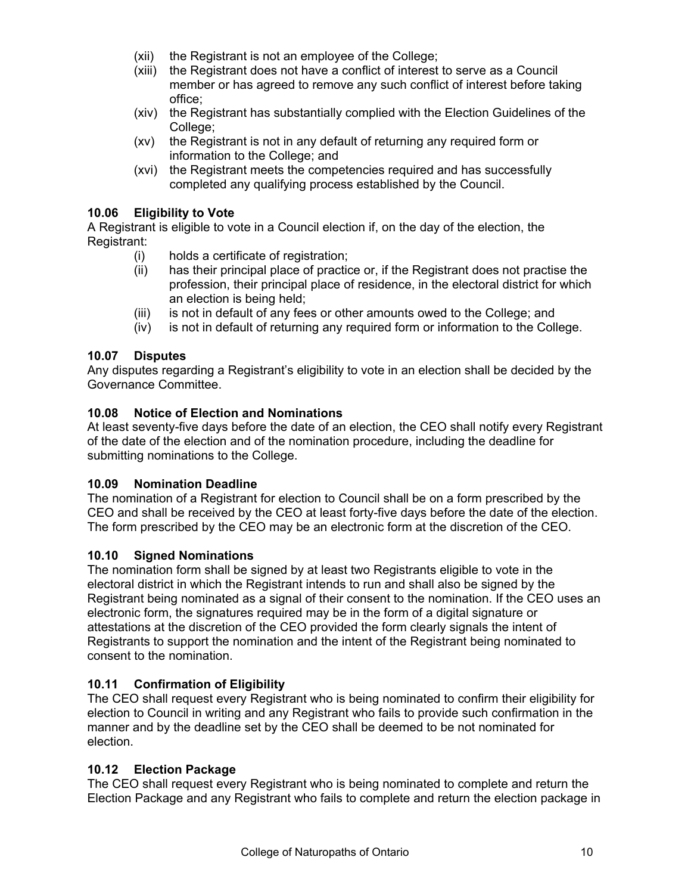(xii) the Registrant is not an employee of the College;

(xiii) the Registrant does not have a conflict of interest to serve as a Council member or has agreed to remove any such conflict of interest before taking office;

(xiv) the Registrant has substantially complied with the Election Guidelines of the College;

(xv) the Registrant is not in any default of returning any required form or information to the College; and

(xvi) the Registrant meets the competencies required and has successfully completed any qualifying process established by the Council.

### 10.06 Eligibility to Vote

A Registrant is eligible to vote in a Council election if, on the day of the election, the Registrant:

(i) holds a certificate of registration;

(ii) has their principal place of practice or, if the Registrant does not practise the profession, their principal place of residence, in the electoral district for which an election is being held;

(iii) is not in default of any fees or other amounts owed to the College; and

(iv) is not in default of returning any required form or information to the College.

### 10.07 Disputes

Any disputes regarding a Registrant's eligibility to vote in an election shall be decided by the Governance Committee.

### 10.08 Notice of Election and Nominations

At least seventy-five days before the date of an election, the CEO shall notify every Registrant of the date of the election and of the nomination procedure, including the deadline for submitting nominations to the College.

### 10.09 Nomination Deadline

The nomination of a Registrant for election to Council shall be on a form prescribed by the CEO and shall be received by the CEO at least forty-five days before the date of the election. The form prescribed by the CEO may be an electronic form at the discretion of the CEO.

### 10.10 Signed Nominations

The nomination form shall be signed by at least two Registrants eligible to vote in the electoral district in which the Registrant intends to run and shall also be signed by the Registrant being nominated as a signal of their consent to the nomination. If the CEO uses an electronic form, the signatures required may be in the form of a digital signature or attestations at the discretion of the CEO provided the form clearly signals the intent of Registrants to support the nomination and the intent of the Registrant being nominated to consent to the nomination.

### 10.11 Confirmation of Eligibility

The CEO shall request every Registrant who is being nominated to confirm their eligibility for election to Council in writing and any Registrant who fails to provide such confirmation in the manner and by the deadline set by the CEO shall be deemed to be not nominated for election.

### 10.12 Election Package

The CEO shall request every Registrant who is being nominated to complete and return the Election Package and any Registrant who fails to complete and return the election package in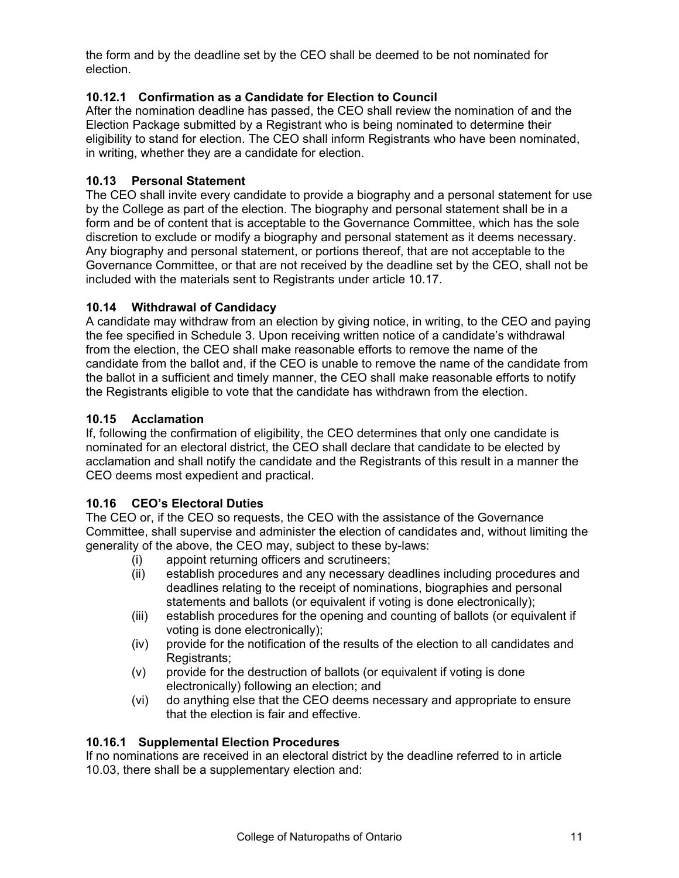the form and by the deadline set by the CEO shall be deemed to be not nominated for election.

### 10.12.1 Confirmation as a Candidate for Election to Council

After the nomination deadline has passed, the CEO shall review the nomination of and the Election Package submitted by a Registrant who is being nominated to determine their eligibility to stand for election. The CEO shall inform Registrants who have been nominated, in writing, whether they are a candidate for election.

### 10.13 Personal Statement

The CEO shall invite every candidate to provide a biography and a personal statement for use by the College as part of the election. The biography and personal statement shall be in a form and be of content that is acceptable to the Governance Committee, which has the sole discretion to exclude or modify a biography and personal statement as it deems necessary. Any biography and personal statement, or portions thereof, that are not acceptable to the Governance Committee, or that are not received by the deadline set by the CEO, shall not be included with the materials sent to Registrants under article 10.17.

### 10.14 Withdrawal of Candidacy

A candidate may withdraw from an election by giving notice, in writing, to the CEO and paying the fee specified in Schedule 3. Upon receiving written notice of a candidate's withdrawal from the election, the CEO shall make reasonable efforts to remove the name of the candidate from the ballot and, if the CEO is unable to remove the name of the candidate from the ballot in a sufficient and timely manner, the CEO shall make reasonable efforts to notify the Registrants eligible to vote that the candidate has withdrawn from the election.

### 10.15 Acclamation

If, following the confirmation of eligibility, the CEO determines that only one candidate is nominated for an electoral district, the CEO shall declare that candidate to be elected by acclamation and shall notify the candidate and the Registrants of this result in a manner the CEO deems most expedient and practical.

### 10.16 CEO's Electoral Duties

The CEO or, if the CEO so requests, the CEO with the assistance of the Governance Committee, shall supervise and administer the election of candidates and, without limiting the generality of the above, the CEO may, subject to these by-laws:

- (i) appoint returning officers and scrutineers;
- (ii) establish procedures and any necessary deadlines including procedures and deadlines relating to the receipt of nominations, biographies and personal statements and ballots (or equivalent if voting is done electronically);
- (iii) establish procedures for the opening and counting of ballots (or equivalent if voting is done electronically);
- (iv) provide for the notification of the results of the election to all candidates and Registrants;
- (v) provide for the destruction of ballots (or equivalent if voting is done electronically) following an election; and
- (vi) do anything else that the CEO deems necessary and appropriate to ensure that the election is fair and effective.

### 10.16.1 Supplemental Election Procedures

If no nominations are received in an electoral district by the deadline referred to in article 10.03, there shall be a supplementary election and: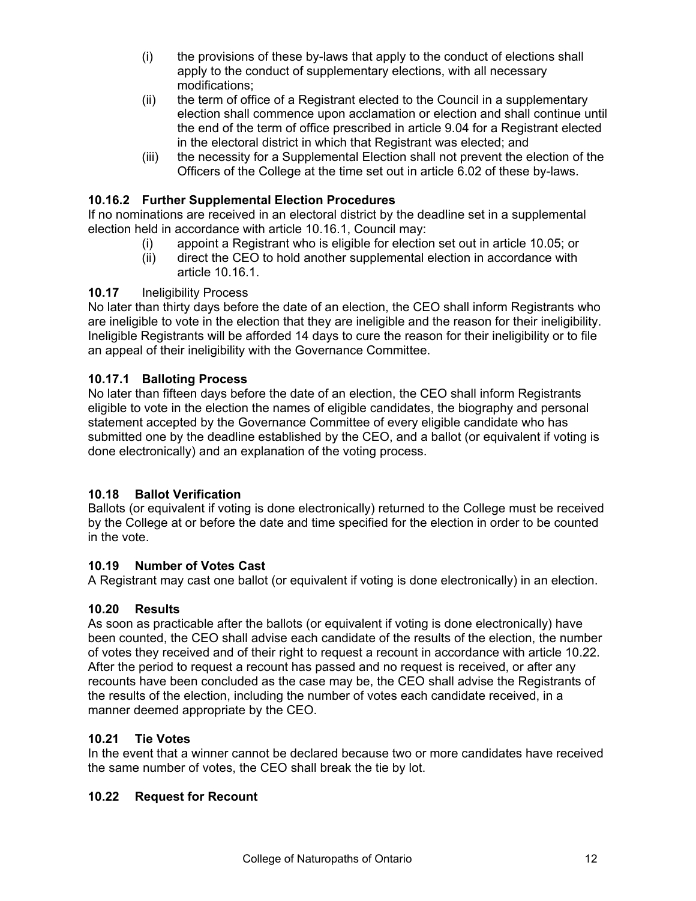(i) the provisions of these by-laws that apply to the conduct of elections shall apply to the conduct of supplementary elections, with all necessary modifications;

(ii) the term of office of a Registrant elected to the Council in a supplementary election shall commence upon acclamation or election and shall continue until the end of the term of office prescribed in article 9.04 for a Registrant elected in the electoral district in which that Registrant was elected; and

(iii) the necessity for a Supplemental Election shall not prevent the election of the Officers of the College at the time set out in article 6.02 of these by-laws.

**10.16.2 Further Supplemental Election Procedures**

If no nominations are received in an electoral district by the deadline set in a supplemental election held in accordance with article 10.16.1, Council may:

(i) appoint a Registrant who is eligible for election set out in article 10.05; or

(ii) direct the CEO to hold another supplemental election in accordance with article 10.16.1.

**10.17** Ineligibility Process

No later than thirty days before the date of an election, the CEO shall inform Registrants who are ineligible to vote in the election that they are ineligible and the reason for their ineligibility. Ineligible Registrants will be afforded 14 days to cure the reason for their ineligibility or to file an appeal of their ineligibility with the Governance Committee.

**10.17.1 Balloting Process**

No later than fifteen days before the date of an election, the CEO shall inform Registrants eligible to vote in the election the names of eligible candidates, the biography and personal statement accepted by the Governance Committee of every eligible candidate who has submitted one by the deadline established by the CEO, and a ballot (or equivalent if voting is done electronically) and an explanation of the voting process.

**10.18 Ballot Verification**

Ballots (or equivalent if voting is done electronically) returned to the College must be received by the College at or before the date and time specified for the election in order to be counted in the vote.

**10.19 Number of Votes Cast**

A Registrant may cast one ballot (or equivalent if voting is done electronically) in an election.

**10.20 Results**

As soon as practicable after the ballots (or equivalent if voting is done electronically) have been counted, the CEO shall advise each candidate of the results of the election, the number of votes they received and of their right to request a recount in accordance with article 10.22. After the period to request a recount has passed and no request is received, or after any recounts have been concluded as the case may be, the CEO shall advise the Registrants of the results of the election, including the number of votes each candidate received, in a manner deemed appropriate by the CEO.

**10.21 Tie Votes**

In the event that a winner cannot be declared because two or more candidates have received the same number of votes, the CEO shall break the tie by lot.

**10.22 Request for Recount**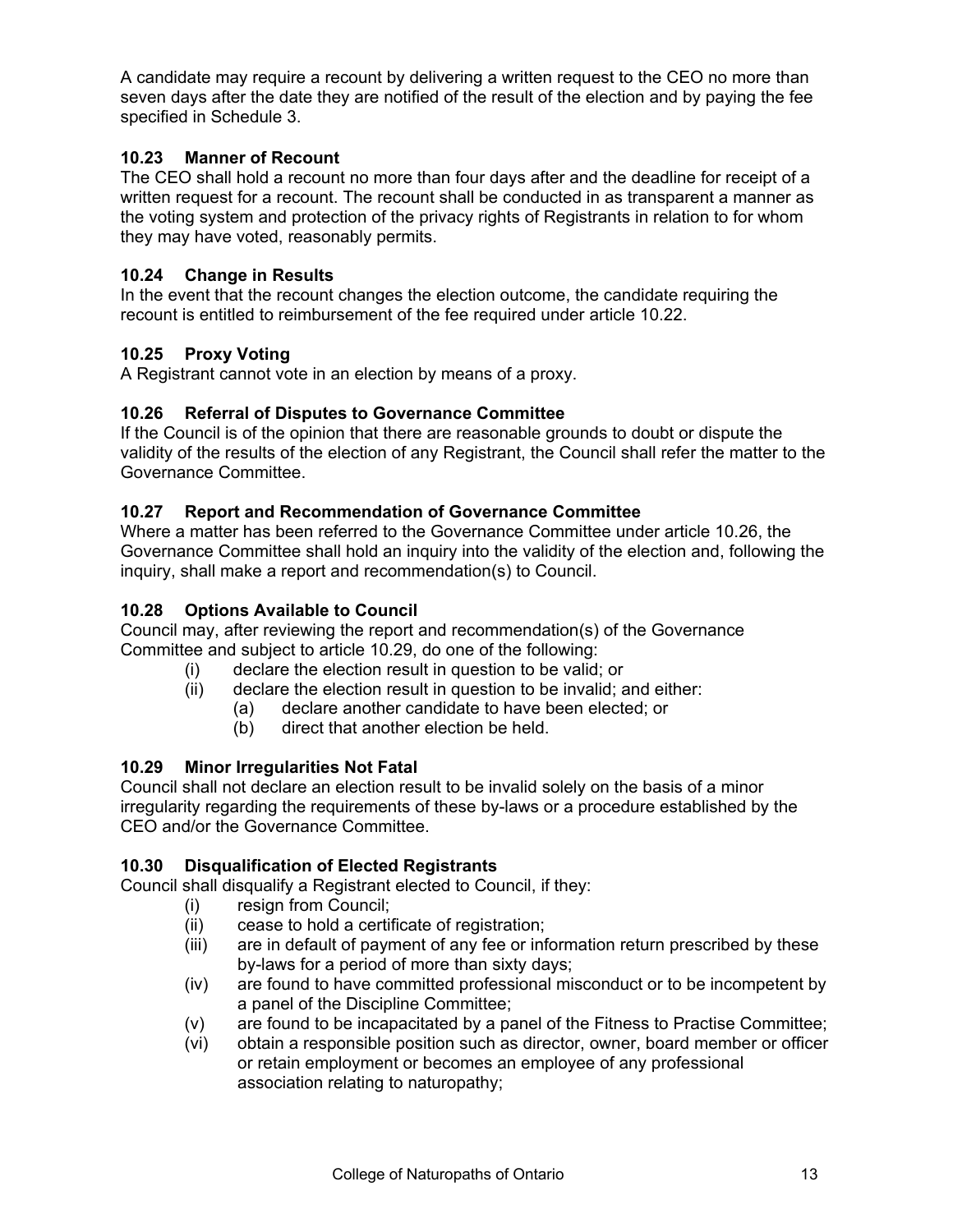A candidate may require a recount by delivering a written request to the CEO no more than seven days after the date they are notified of the result of the election and by paying the fee specified in Schedule 3.

### 10.23 Manner of Recount

The CEO shall hold a recount no more than four days after and the deadline for receipt of a written request for a recount. The recount shall be conducted in as transparent a manner as the voting system and protection of the privacy rights of Registrants in relation to for whom they may have voted, reasonably permits.

### 10.24 Change in Results

In the event that the recount changes the election outcome, the candidate requiring the recount is entitled to reimbursement of the fee required under article 10.22.

### 10.25 Proxy Voting

A Registrant cannot vote in an election by means of a proxy.

### 10.26 Referral of Disputes to Governance Committee

If the Council is of the opinion that there are reasonable grounds to doubt or dispute the validity of the results of the election of any Registrant, the Council shall refer the matter to the Governance Committee.

### 10.27 Report and Recommendation of Governance Committee

Where a matter has been referred to the Governance Committee under article 10.26, the Governance Committee shall hold an inquiry into the validity of the election and, following the inquiry, shall make a report and recommendation(s) to Council.

### 10.28 Options Available to Council

Council may, after reviewing the report and recommendation(s) of the Governance Committee and subject to article 10.29, do one of the following:

- (i) declare the election result in question to be valid; or
- (ii) declare the election result in question to be invalid; and either:
  - (a) declare another candidate to have been elected; or
  - (b) direct that another election be held.

### 10.29 Minor Irregularities Not Fatal

Council shall not declare an election result to be invalid solely on the basis of a minor irregularity regarding the requirements of these by-laws or a procedure established by the CEO and/or the Governance Committee.

### 10.30 Disqualification of Elected Registrants

Council shall disqualify a Registrant elected to Council, if they:

- (i) resign from Council;
- (ii) cease to hold a certificate of registration;
- (iii) are in default of payment of any fee or information return prescribed by these by-laws for a period of more than sixty days;
- (iv) are found to have committed professional misconduct or to be incompetent by a panel of the Discipline Committee;
- (v) are found to be incapacitated by a panel of the Fitness to Practise Committee;
- (vi) obtain a responsible position such as director, owner, board member or officer or retain employment or becomes an employee of any professional association relating to naturopathy;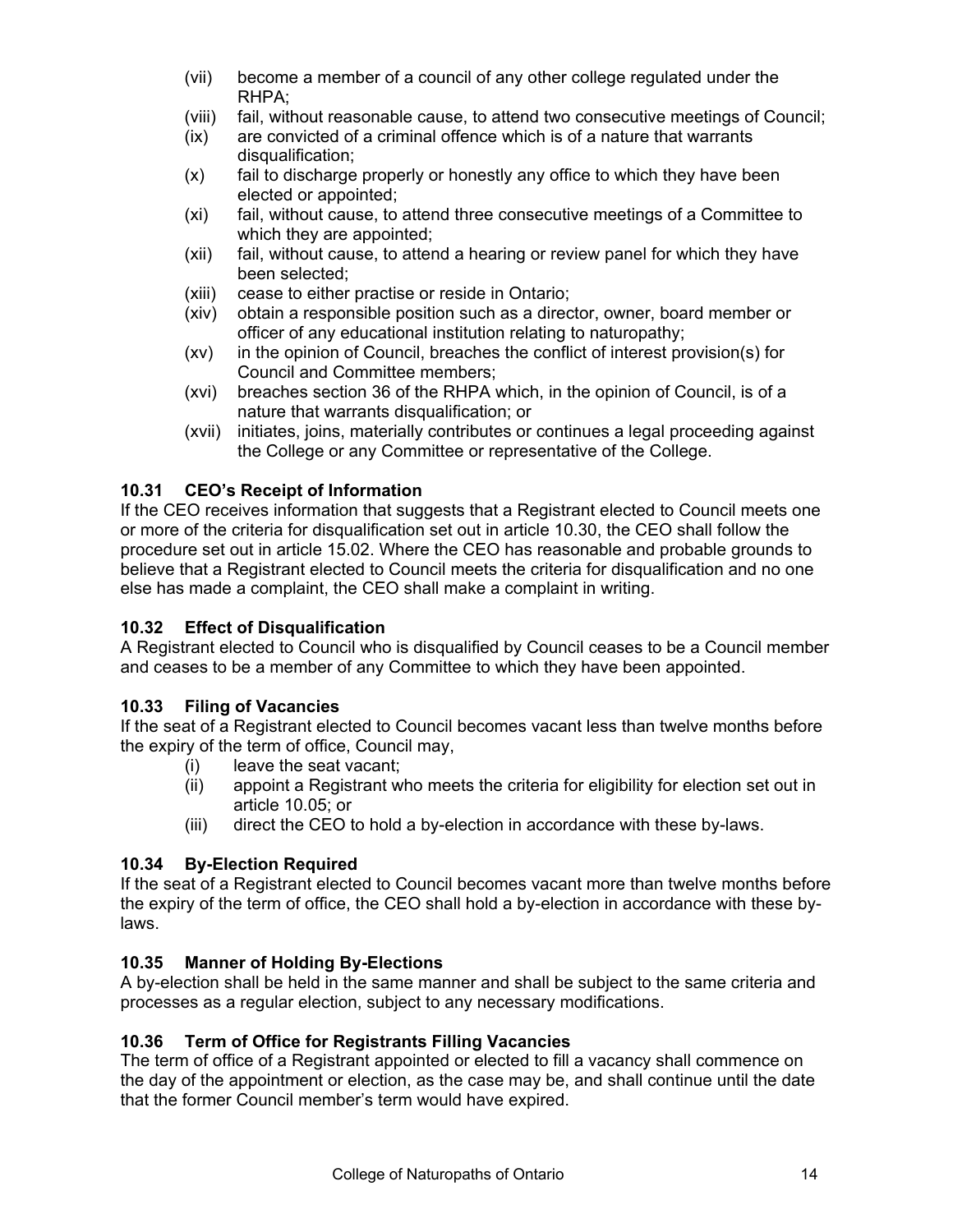(vii) become a member of a council of any other college regulated under the RHPA;

(viii) fail, without reasonable cause, to attend two consecutive meetings of Council;

(ix) are convicted of a criminal offence which is of a nature that warrants disqualification;

(x) fail to discharge properly or honestly any office to which they have been elected or appointed;

(xi) fail, without cause, to attend three consecutive meetings of a Committee to which they are appointed;

(xii) fail, without cause, to attend a hearing or review panel for which they have been selected;

(xiii) cease to either practise or reside in Ontario;

(xiv) obtain a responsible position such as a director, owner, board member or officer of any educational institution relating to naturopathy;

(xv) in the opinion of Council, breaches the conflict of interest provision(s) for Council and Committee members;

(xvi) breaches section 36 of the RHPA which, in the opinion of Council, is of a nature that warrants disqualification; or

(xvii) initiates, joins, materially contributes or continues a legal proceeding against the College or any Committee or representative of the College.

### 10.31 CEO's Receipt of Information

If the CEO receives information that suggests that a Registrant elected to Council meets one or more of the criteria for disqualification set out in article 10.30, the CEO shall follow the procedure set out in article 15.02. Where the CEO has reasonable and probable grounds to believe that a Registrant elected to Council meets the criteria for disqualification and no one else has made a complaint, the CEO shall make a complaint in writing.

### 10.32 Effect of Disqualification

A Registrant elected to Council who is disqualified by Council ceases to be a Council member and ceases to be a member of any Committee to which they have been appointed.

### 10.33 Filing of Vacancies

If the seat of a Registrant elected to Council becomes vacant less than twelve months before the expiry of the term of office, Council may,

(i) leave the seat vacant;

(ii) appoint a Registrant who meets the criteria for eligibility for election set out in article 10.05; or

(iii) direct the CEO to hold a by-election in accordance with these by-laws.

### 10.34 By-Election Required

If the seat of a Registrant elected to Council becomes vacant more than twelve months before the expiry of the term of office, the CEO shall hold a by-election in accordance with these by-laws.

### 10.35 Manner of Holding By-Elections

A by-election shall be held in the same manner and shall be subject to the same criteria and processes as a regular election, subject to any necessary modifications.

### 10.36 Term of Office for Registrants Filling Vacancies

The term of office of a Registrant appointed or elected to fill a vacancy shall commence on the day of the appointment or election, as the case may be, and shall continue until the date that the former Council member's term would have expired.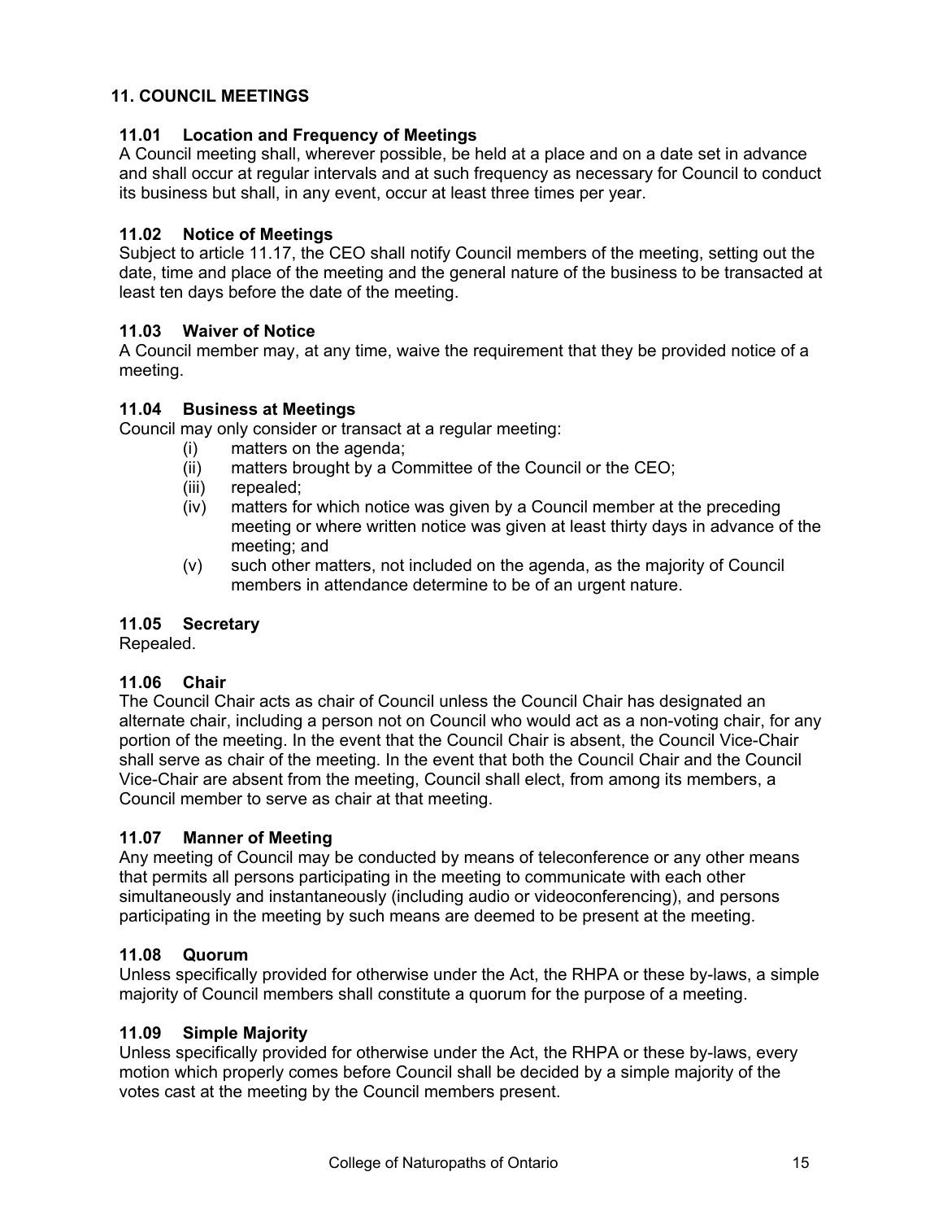## 11. COUNCIL MEETINGS

### 11.01 Location and Frequency of Meetings

A Council meeting shall, wherever possible, be held at a place and on a date set in advance and shall occur at regular intervals and at such frequency as necessary for Council to conduct its business but shall, in any event, occur at least three times per year.

### 11.02 Notice of Meetings

Subject to article 11.17, the CEO shall notify Council members of the meeting, setting out the date, time and place of the meeting and the general nature of the business to be transacted at least ten days before the date of the meeting.

### 11.03 Waiver of Notice

A Council member may, at any time, waive the requirement that they be provided notice of a meeting.

### 11.04 Business at Meetings

Council may only consider or transact at a regular meeting:

- (i) matters on the agenda;
- (ii) matters brought by a Committee of the Council or the CEO;
- (iii) repealed;
- (iv) matters for which notice was given by a Council member at the preceding meeting or where written notice was given at least thirty days in advance of the meeting; and
- (v) such other matters, not included on the agenda, as the majority of Council members in attendance determine to be of an urgent nature.

### 11.05 Secretary

Repealed.

### 11.06 Chair

The Council Chair acts as chair of Council unless the Council Chair has designated an alternate chair, including a person not on Council who would act as a non-voting chair, for any portion of the meeting. In the event that the Council Chair is absent, the Council Vice-Chair shall serve as chair of the meeting. In the event that both the Council Chair and the Council Vice-Chair are absent from the meeting, Council shall elect, from among its members, a Council member to serve as chair at that meeting.

### 11.07 Manner of Meeting

Any meeting of Council may be conducted by means of teleconference or any other means that permits all persons participating in the meeting to communicate with each other simultaneously and instantaneously (including audio or videoconferencing), and persons participating in the meeting by such means are deemed to be present at the meeting.

### 11.08 Quorum

Unless specifically provided for otherwise under the Act, the RHPA or these by-laws, a simple majority of Council members shall constitute a quorum for the purpose of a meeting.

### 11.09 Simple Majority

Unless specifically provided for otherwise under the Act, the RHPA or these by-laws, every motion which properly comes before Council shall be decided by a simple majority of the votes cast at the meeting by the Council members present.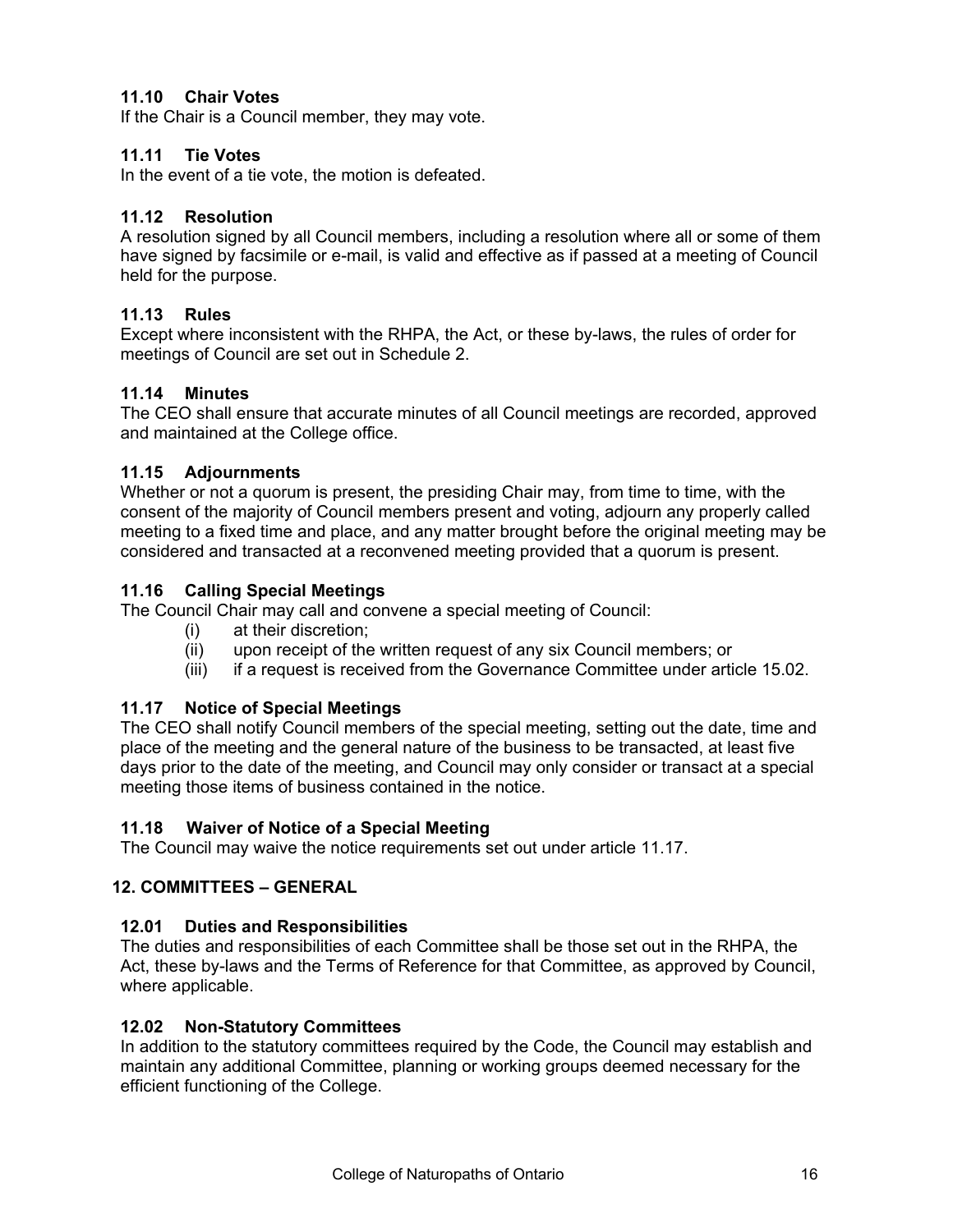### 11.10 Chair Votes

If the Chair is a Council member, they may vote.

### 11.11 Tie Votes

In the event of a tie vote, the motion is defeated.

### 11.12 Resolution

A resolution signed by all Council members, including a resolution where all or some of them have signed by facsimile or e-mail, is valid and effective as if passed at a meeting of Council held for the purpose.

### 11.13 Rules

Except where inconsistent with the RHPA, the Act, or these by-laws, the rules of order for meetings of Council are set out in Schedule 2.

### 11.14 Minutes

The CEO shall ensure that accurate minutes of all Council meetings are recorded, approved and maintained at the College office.

### 11.15 Adjournments

Whether or not a quorum is present, the presiding Chair may, from time to time, with the consent of the majority of Council members present and voting, adjourn any properly called meeting to a fixed time and place, and any matter brought before the original meeting may be considered and transacted at a reconvened meeting provided that a quorum is present.

### 11.16 Calling Special Meetings

The Council Chair may call and convene a special meeting of Council:

(i) at their discretion;
(ii) upon receipt of the written request of any six Council members; or
(iii) if a request is received from the Governance Committee under article 15.02.

### 11.17 Notice of Special Meetings

The CEO shall notify Council members of the special meeting, setting out the date, time and place of the meeting and the general nature of the business to be transacted, at least five days prior to the date of the meeting, and Council may only consider or transact at a special meeting those items of business contained in the notice.

### 11.18 Waiver of Notice of a Special Meeting

The Council may waive the notice requirements set out under article 11.17.

## 12. COMMITTEES – GENERAL

### 12.01 Duties and Responsibilities

The duties and responsibilities of each Committee shall be those set out in the RHPA, the Act, these by-laws and the Terms of Reference for that Committee, as approved by Council, where applicable.

### 12.02 Non-Statutory Committees

In addition to the statutory committees required by the Code, the Council may establish and maintain any additional Committee, planning or working groups deemed necessary for the efficient functioning of the College.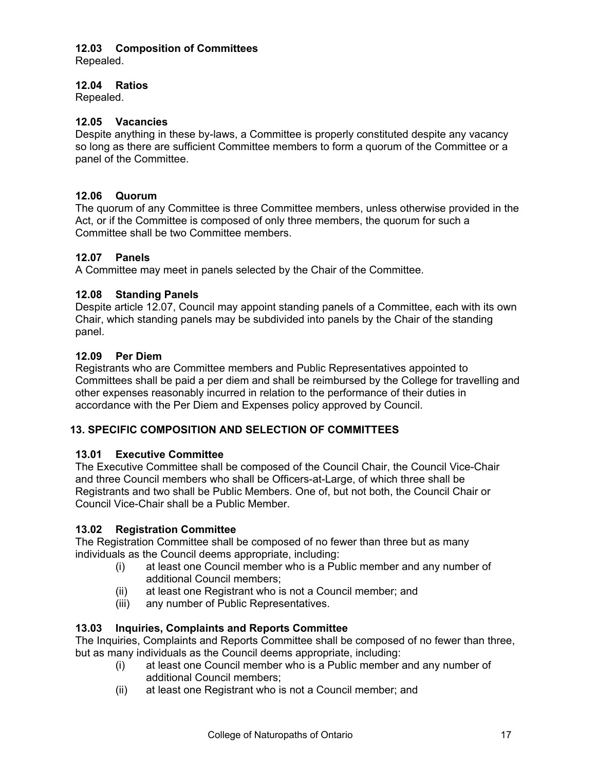### 12.03 Composition of Committees

Repealed.

### 12.04 Ratios

Repealed.

### 12.05 Vacancies

Despite anything in these by-laws, a Committee is properly constituted despite any vacancy so long as there are sufficient Committee members to form a quorum of the Committee or a panel of the Committee.

### 12.06 Quorum

The quorum of any Committee is three Committee members, unless otherwise provided in the Act, or if the Committee is composed of only three members, the quorum for such a Committee shall be two Committee members.

### 12.07 Panels

A Committee may meet in panels selected by the Chair of the Committee.

### 12.08 Standing Panels

Despite article 12.07, Council may appoint standing panels of a Committee, each with its own Chair, which standing panels may be subdivided into panels by the Chair of the standing panel.

### 12.09 Per Diem

Registrants who are Committee members and Public Representatives appointed to Committees shall be paid a per diem and shall be reimbursed by the College for travelling and other expenses reasonably incurred in relation to the performance of their duties in accordance with the Per Diem and Expenses policy approved by Council.

## 13. SPECIFIC COMPOSITION AND SELECTION OF COMMITTEES

### 13.01 Executive Committee

The Executive Committee shall be composed of the Council Chair, the Council Vice-Chair and three Council members who shall be Officers-at-Large, of which three shall be Registrants and two shall be Public Members. One of, but not both, the Council Chair or Council Vice-Chair shall be a Public Member.

### 13.02 Registration Committee

The Registration Committee shall be composed of no fewer than three but as many individuals as the Council deems appropriate, including:

(i) at least one Council member who is a Public member and any number of additional Council members;
(ii) at least one Registrant who is not a Council member; and
(iii) any number of Public Representatives.

### 13.03 Inquiries, Complaints and Reports Committee

The Inquiries, Complaints and Reports Committee shall be composed of no fewer than three, but as many individuals as the Council deems appropriate, including:

(i) at least one Council member who is a Public member and any number of additional Council members;
(ii) at least one Registrant who is not a Council member; and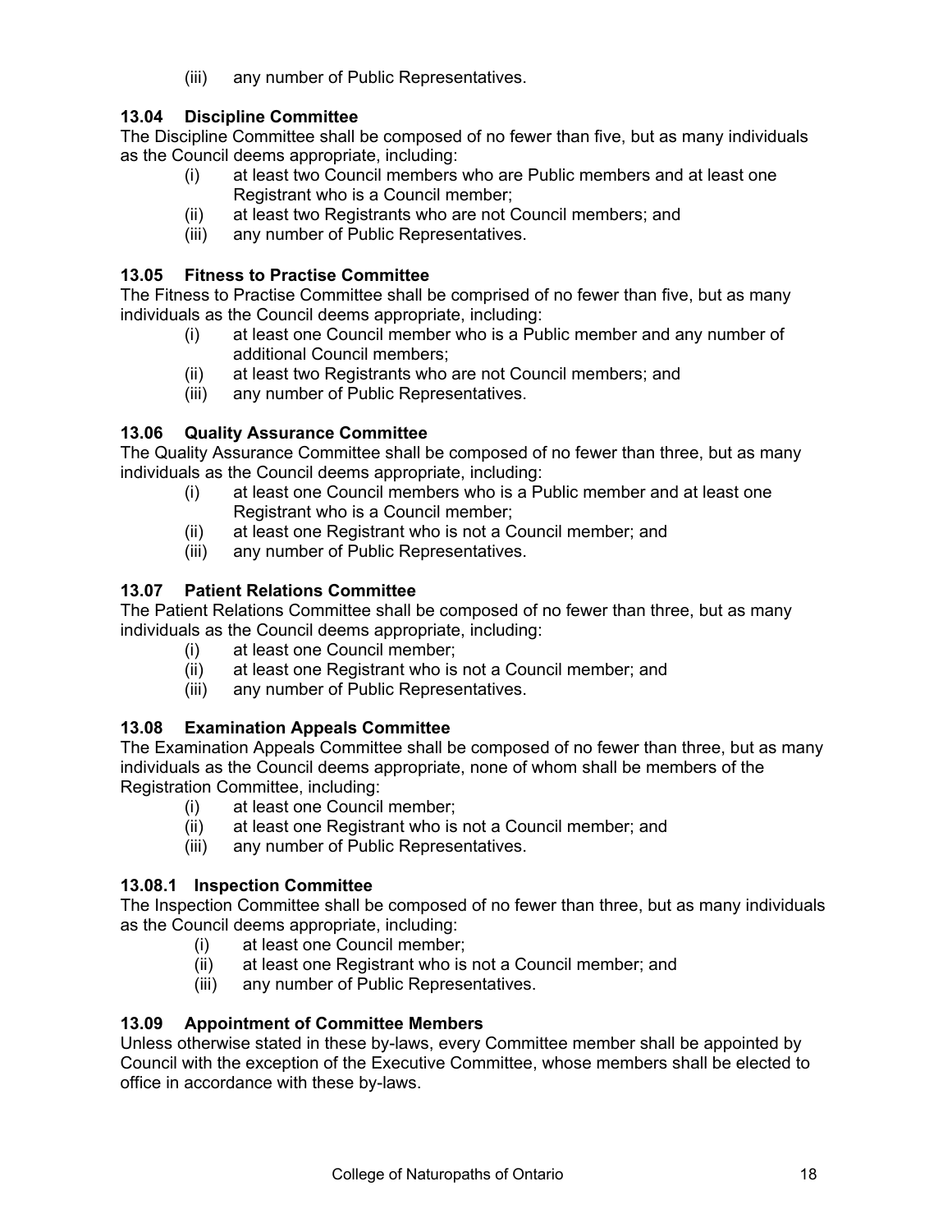(iii) any number of Public Representatives.

### 13.04 Discipline Committee

The Discipline Committee shall be composed of no fewer than five, but as many individuals as the Council deems appropriate, including:

(i) at least two Council members who are Public members and at least one Registrant who is a Council member;
(ii) at least two Registrants who are not Council members; and
(iii) any number of Public Representatives.

### 13.05 Fitness to Practise Committee

The Fitness to Practise Committee shall be comprised of no fewer than five, but as many individuals as the Council deems appropriate, including:

(i) at least one Council member who is a Public member and any number of additional Council members;
(ii) at least two Registrants who are not Council members; and
(iii) any number of Public Representatives.

### 13.06 Quality Assurance Committee

The Quality Assurance Committee shall be composed of no fewer than three, but as many individuals as the Council deems appropriate, including:

(i) at least one Council members who is a Public member and at least one Registrant who is a Council member;
(ii) at least one Registrant who is not a Council member; and
(iii) any number of Public Representatives.

### 13.07 Patient Relations Committee

The Patient Relations Committee shall be composed of no fewer than three, but as many individuals as the Council deems appropriate, including:

(i) at least one Council member;
(ii) at least one Registrant who is not a Council member; and
(iii) any number of Public Representatives.

### 13.08 Examination Appeals Committee

The Examination Appeals Committee shall be composed of no fewer than three, but as many individuals as the Council deems appropriate, none of whom shall be members of the Registration Committee, including:

(i) at least one Council member;
(ii) at least one Registrant who is not a Council member; and
(iii) any number of Public Representatives.

### 13.08.1 Inspection Committee

The Inspection Committee shall be composed of no fewer than three, but as many individuals as the Council deems appropriate, including:

(i) at least one Council member;
(ii) at least one Registrant who is not a Council member; and
(iii) any number of Public Representatives.

### 13.09 Appointment of Committee Members

Unless otherwise stated in these by-laws, every Committee member shall be appointed by Council with the exception of the Executive Committee, whose members shall be elected to office in accordance with these by-laws.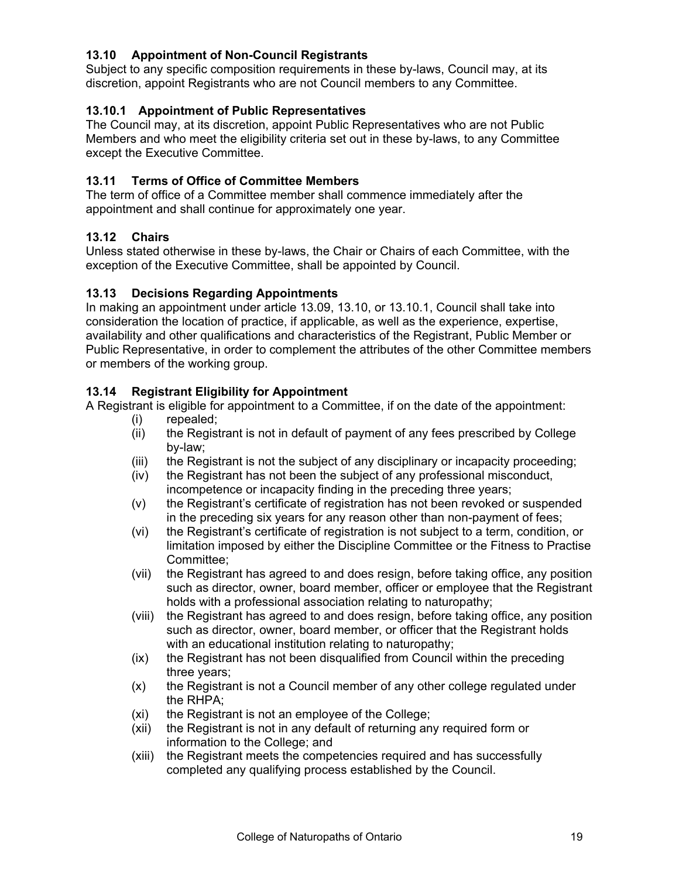### 13.10 Appointment of Non-Council Registrants

Subject to any specific composition requirements in these by-laws, Council may, at its discretion, appoint Registrants who are not Council members to any Committee.

### 13.10.1 Appointment of Public Representatives

The Council may, at its discretion, appoint Public Representatives who are not Public Members and who meet the eligibility criteria set out in these by-laws, to any Committee except the Executive Committee.

### 13.11 Terms of Office of Committee Members

The term of office of a Committee member shall commence immediately after the appointment and shall continue for approximately one year.

### 13.12 Chairs

Unless stated otherwise in these by-laws, the Chair or Chairs of each Committee, with the exception of the Executive Committee, shall be appointed by Council.

### 13.13 Decisions Regarding Appointments

In making an appointment under article 13.09, 13.10, or 13.10.1, Council shall take into consideration the location of practice, if applicable, as well as the experience, expertise, availability and other qualifications and characteristics of the Registrant, Public Member or Public Representative, in order to complement the attributes of the other Committee members or members of the working group.

### 13.14 Registrant Eligibility for Appointment

A Registrant is eligible for appointment to a Committee, if on the date of the appointment:

- (i) repealed;
- (ii) the Registrant is not in default of payment of any fees prescribed by College by-law;
- (iii) the Registrant is not the subject of any disciplinary or incapacity proceeding;
- (iv) the Registrant has not been the subject of any professional misconduct, incompetence or incapacity finding in the preceding three years;
- (v) the Registrant's certificate of registration has not been revoked or suspended in the preceding six years for any reason other than non-payment of fees;
- (vi) the Registrant's certificate of registration is not subject to a term, condition, or limitation imposed by either the Discipline Committee or the Fitness to Practise Committee;
- (vii) the Registrant has agreed to and does resign, before taking office, any position such as director, owner, board member, officer or employee that the Registrant holds with a professional association relating to naturopathy;
- (viii) the Registrant has agreed to and does resign, before taking office, any position such as director, owner, board member, or officer that the Registrant holds with an educational institution relating to naturopathy;
- (ix) the Registrant has not been disqualified from Council within the preceding three years;
- (x) the Registrant is not a Council member of any other college regulated under the RHPA;
- (xi) the Registrant is not an employee of the College;
- (xii) the Registrant is not in any default of returning any required form or information to the College; and
- (xiii) the Registrant meets the competencies required and has successfully completed any qualifying process established by the Council.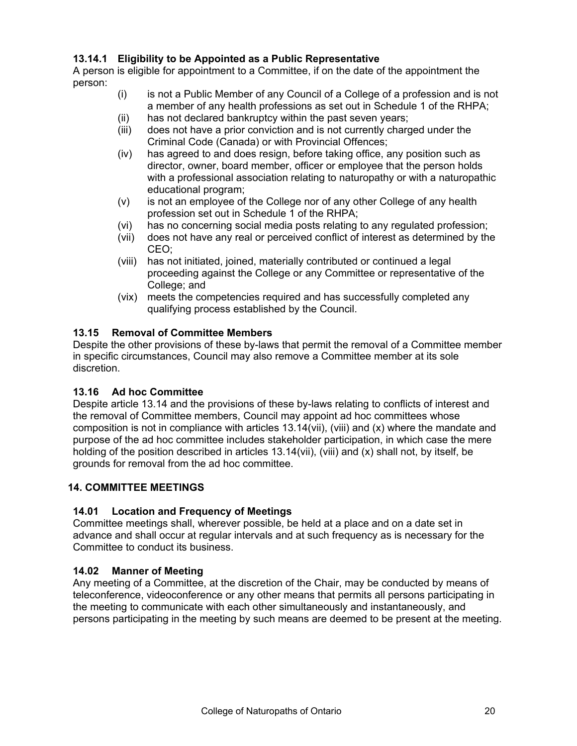#### 13.14.1 Eligibility to be Appointed as a Public Representative

A person is eligible for appointment to a Committee, if on the date of the appointment the person:

- (i) is not a Public Member of any Council of a College of a profession and is not a member of any health professions as set out in Schedule 1 of the RHPA;
- (ii) has not declared bankruptcy within the past seven years;
- (iii) does not have a prior conviction and is not currently charged under the Criminal Code (Canada) or with Provincial Offences;
- (iv) has agreed to and does resign, before taking office, any position such as director, owner, board member, officer or employee that the person holds with a professional association relating to naturopathy or with a naturopathic educational program;
- (v) is not an employee of the College nor of any other College of any health profession set out in Schedule 1 of the RHPA;
- (vi) has no concerning social media posts relating to any regulated profession;
- (vii) does not have any real or perceived conflict of interest as determined by the CEO;
- (viii) has not initiated, joined, materially contributed or continued a legal proceeding against the College or any Committee or representative of the College; and
- (vix) meets the competencies required and has successfully completed any qualifying process established by the Council.

### 13.15 Removal of Committee Members

Despite the other provisions of these by-laws that permit the removal of a Committee member in specific circumstances, Council may also remove a Committee member at its sole discretion.

### 13.16 Ad hoc Committee

Despite article 13.14 and the provisions of these by-laws relating to conflicts of interest and the removal of Committee members, Council may appoint ad hoc committees whose composition is not in compliance with articles 13.14(vii), (viii) and (x) where the mandate and purpose of the ad hoc committee includes stakeholder participation, in which case the mere holding of the position described in articles 13.14(vii), (viii) and (x) shall not, by itself, be grounds for removal from the ad hoc committee.

## 14. COMMITTEE MEETINGS

### 14.01 Location and Frequency of Meetings

Committee meetings shall, wherever possible, be held at a place and on a date set in advance and shall occur at regular intervals and at such frequency as is necessary for the Committee to conduct its business.

### 14.02 Manner of Meeting

Any meeting of a Committee, at the discretion of the Chair, may be conducted by means of teleconference, videoconference or any other means that permits all persons participating in the meeting to communicate with each other simultaneously and instantaneously, and persons participating in the meeting by such means are deemed to be present at the meeting.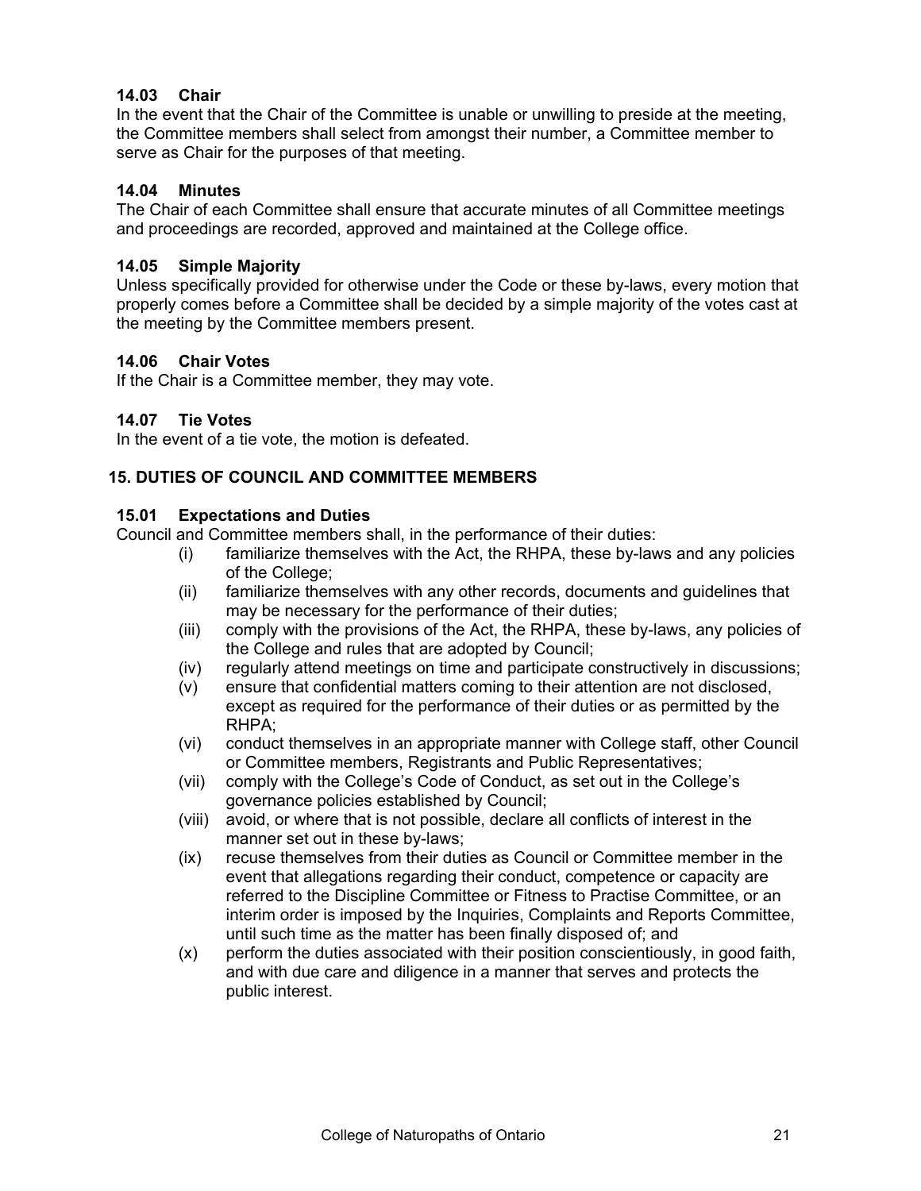### 14.03 Chair

In the event that the Chair of the Committee is unable or unwilling to preside at the meeting, the Committee members shall select from amongst their number, a Committee member to serve as Chair for the purposes of that meeting.

### 14.04 Minutes

The Chair of each Committee shall ensure that accurate minutes of all Committee meetings and proceedings are recorded, approved and maintained at the College office.

### 14.05 Simple Majority

Unless specifically provided for otherwise under the Code or these by-laws, every motion that properly comes before a Committee shall be decided by a simple majority of the votes cast at the meeting by the Committee members present.

### 14.06 Chair Votes

If the Chair is a Committee member, they may vote.

### 14.07 Tie Votes

In the event of a tie vote, the motion is defeated.

## 15. DUTIES OF COUNCIL AND COMMITTEE MEMBERS

### 15.01 Expectations and Duties

Council and Committee members shall, in the performance of their duties:

- (i) familiarize themselves with the Act, the RHPA, these by-laws and any policies of the College;
- (ii) familiarize themselves with any other records, documents and guidelines that may be necessary for the performance of their duties;
- (iii) comply with the provisions of the Act, the RHPA, these by-laws, any policies of the College and rules that are adopted by Council;
- (iv) regularly attend meetings on time and participate constructively in discussions;
- (v) ensure that confidential matters coming to their attention are not disclosed, except as required for the performance of their duties or as permitted by the RHPA;
- (vi) conduct themselves in an appropriate manner with College staff, other Council or Committee members, Registrants and Public Representatives;
- (vii) comply with the College's Code of Conduct, as set out in the College's governance policies established by Council;
- (viii) avoid, or where that is not possible, declare all conflicts of interest in the manner set out in these by-laws;
- (ix) recuse themselves from their duties as Council or Committee member in the event that allegations regarding their conduct, competence or capacity are referred to the Discipline Committee or Fitness to Practise Committee, or an interim order is imposed by the Inquiries, Complaints and Reports Committee, until such time as the matter has been finally disposed of; and
- (x) perform the duties associated with their position conscientiously, in good faith, and with due care and diligence in a manner that serves and protects the public interest.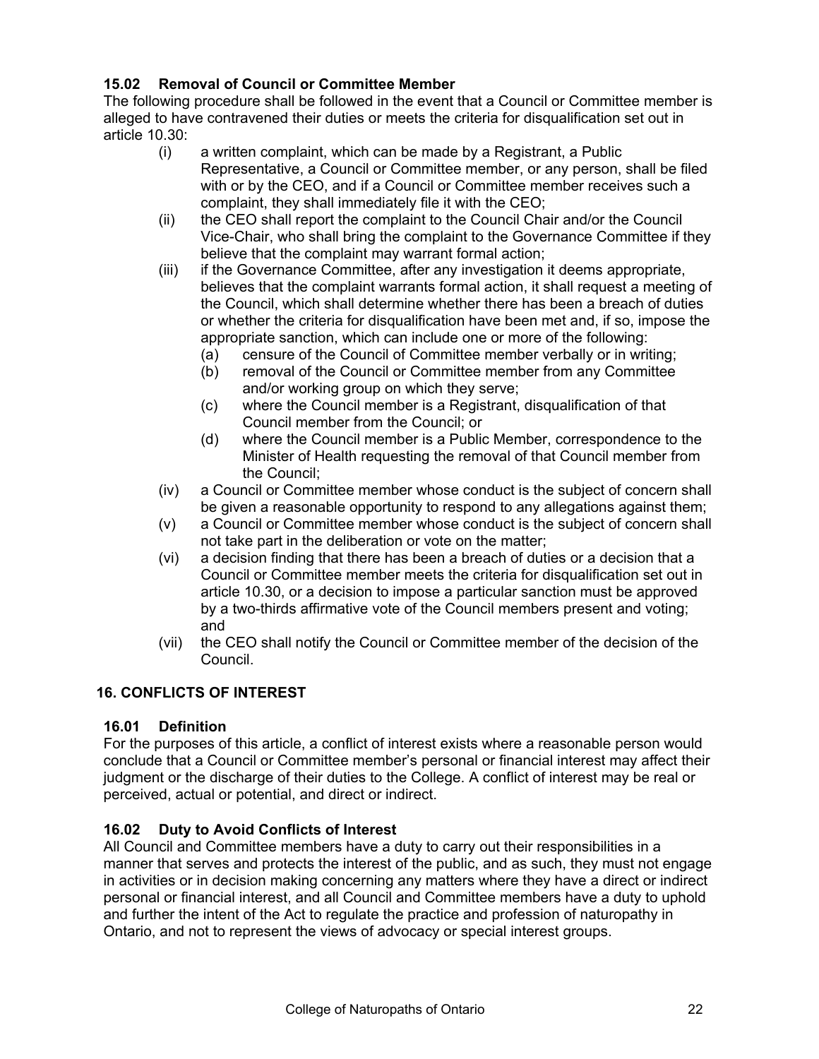### 15.02 Removal of Council or Committee Member

The following procedure shall be followed in the event that a Council or Committee member is alleged to have contravened their duties or meets the criteria for disqualification set out in article 10.30:

(i) a written complaint, which can be made by a Registrant, a Public Representative, a Council or Committee member, or any person, shall be filed with or by the CEO, and if a Council or Committee member receives such a complaint, they shall immediately file it with the CEO;

(ii) the CEO shall report the complaint to the Council Chair and/or the Council Vice-Chair, who shall bring the complaint to the Governance Committee if they believe that the complaint may warrant formal action;

(iii) if the Governance Committee, after any investigation it deems appropriate, believes that the complaint warrants formal action, it shall request a meeting of the Council, which shall determine whether there has been a breach of duties or whether the criteria for disqualification have been met and, if so, impose the appropriate sanction, which can include one or more of the following:

- (a) censure of the Council of Committee member verbally or in writing;
- (b) removal of the Council or Committee member from any Committee and/or working group on which they serve;
- (c) where the Council member is a Registrant, disqualification of that Council member from the Council; or
- (d) where the Council member is a Public Member, correspondence to the Minister of Health requesting the removal of that Council member from the Council;

(iv) a Council or Committee member whose conduct is the subject of concern shall be given a reasonable opportunity to respond to any allegations against them;

(v) a Council or Committee member whose conduct is the subject of concern shall not take part in the deliberation or vote on the matter;

(vi) a decision finding that there has been a breach of duties or a decision that a Council or Committee member meets the criteria for disqualification set out in article 10.30, or a decision to impose a particular sanction must be approved by a two-thirds affirmative vote of the Council members present and voting; and

(vii) the CEO shall notify the Council or Committee member of the decision of the Council.

## 16. CONFLICTS OF INTEREST

### 16.01 Definition

For the purposes of this article, a conflict of interest exists where a reasonable person would conclude that a Council or Committee member's personal or financial interest may affect their judgment or the discharge of their duties to the College. A conflict of interest may be real or perceived, actual or potential, and direct or indirect.

### 16.02 Duty to Avoid Conflicts of Interest

All Council and Committee members have a duty to carry out their responsibilities in a manner that serves and protects the interest of the public, and as such, they must not engage in activities or in decision making concerning any matters where they have a direct or indirect personal or financial interest, and all Council and Committee members have a duty to uphold and further the intent of the Act to regulate the practice and profession of naturopathy in Ontario, and not to represent the views of advocacy or special interest groups.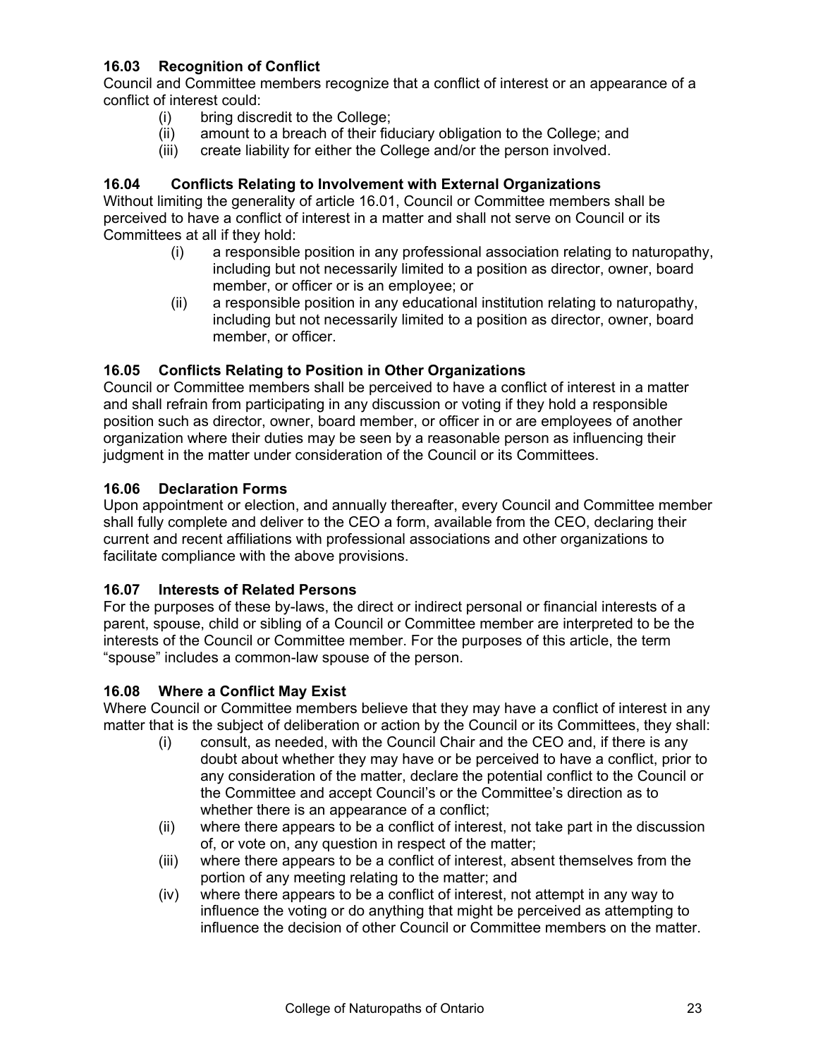### 16.03 Recognition of Conflict

Council and Committee members recognize that a conflict of interest or an appearance of a conflict of interest could:

(i) bring discredit to the College;
(ii) amount to a breach of their fiduciary obligation to the College; and
(iii) create liability for either the College and/or the person involved.

### 16.04 Conflicts Relating to Involvement with External Organizations

Without limiting the generality of article 16.01, Council or Committee members shall be perceived to have a conflict of interest in a matter and shall not serve on Council or its Committees at all if they hold:

(i) a responsible position in any professional association relating to naturopathy, including but not necessarily limited to a position as director, owner, board member, or officer or is an employee; or
(ii) a responsible position in any educational institution relating to naturopathy, including but not necessarily limited to a position as director, owner, board member, or officer.

### 16.05 Conflicts Relating to Position in Other Organizations

Council or Committee members shall be perceived to have a conflict of interest in a matter and shall refrain from participating in any discussion or voting if they hold a responsible position such as director, owner, board member, or officer in or are employees of another organization where their duties may be seen by a reasonable person as influencing their judgment in the matter under consideration of the Council or its Committees.

### 16.06 Declaration Forms

Upon appointment or election, and annually thereafter, every Council and Committee member shall fully complete and deliver to the CEO a form, available from the CEO, declaring their current and recent affiliations with professional associations and other organizations to facilitate compliance with the above provisions.

### 16.07 Interests of Related Persons

For the purposes of these by-laws, the direct or indirect personal or financial interests of a parent, spouse, child or sibling of a Council or Committee member are interpreted to be the interests of the Council or Committee member. For the purposes of this article, the term "spouse" includes a common-law spouse of the person.

### 16.08 Where a Conflict May Exist

Where Council or Committee members believe that they may have a conflict of interest in any matter that is the subject of deliberation or action by the Council or its Committees, they shall:

(i) consult, as needed, with the Council Chair and the CEO and, if there is any doubt about whether they may have or be perceived to have a conflict, prior to any consideration of the matter, declare the potential conflict to the Council or the Committee and accept Council's or the Committee's direction as to whether there is an appearance of a conflict;
(ii) where there appears to be a conflict of interest, not take part in the discussion of, or vote on, any question in respect of the matter;
(iii) where there appears to be a conflict of interest, absent themselves from the portion of any meeting relating to the matter; and
(iv) where there appears to be a conflict of interest, not attempt in any way to influence the voting or do anything that might be perceived as attempting to influence the decision of other Council or Committee members on the matter.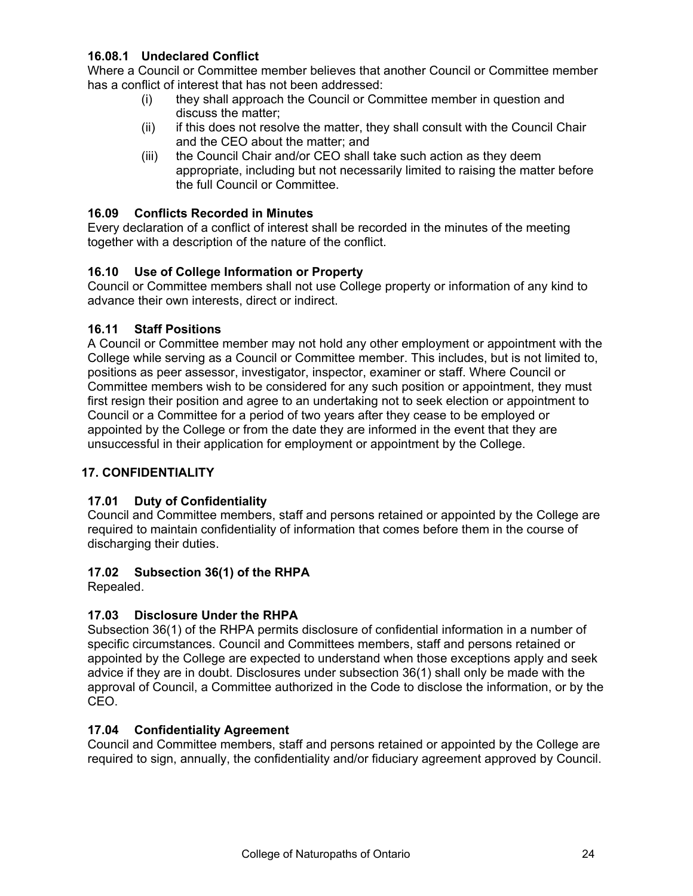### 16.08.1 Undeclared Conflict

Where a Council or Committee member believes that another Council or Committee member has a conflict of interest that has not been addressed:

(i) they shall approach the Council or Committee member in question and discuss the matter;

(ii) if this does not resolve the matter, they shall consult with the Council Chair and the CEO about the matter; and

(iii) the Council Chair and/or CEO shall take such action as they deem appropriate, including but not necessarily limited to raising the matter before the full Council or Committee.

### 16.09 Conflicts Recorded in Minutes

Every declaration of a conflict of interest shall be recorded in the minutes of the meeting together with a description of the nature of the conflict.

### 16.10 Use of College Information or Property

Council or Committee members shall not use College property or information of any kind to advance their own interests, direct or indirect.

### 16.11 Staff Positions

A Council or Committee member may not hold any other employment or appointment with the College while serving as a Council or Committee member. This includes, but is not limited to, positions as peer assessor, investigator, inspector, examiner or staff. Where Council or Committee members wish to be considered for any such position or appointment, they must first resign their position and agree to an undertaking not to seek election or appointment to Council or a Committee for a period of two years after they cease to be employed or appointed by the College or from the date they are informed in the event that they are unsuccessful in their application for employment or appointment by the College.

## 17. CONFIDENTIALITY

### 17.01 Duty of Confidentiality

Council and Committee members, staff and persons retained or appointed by the College are required to maintain confidentiality of information that comes before them in the course of discharging their duties.

### 17.02 Subsection 36(1) of the RHPA

Repealed.

### 17.03 Disclosure Under the RHPA

Subsection 36(1) of the RHPA permits disclosure of confidential information in a number of specific circumstances. Council and Committees members, staff and persons retained or appointed by the College are expected to understand when those exceptions apply and seek advice if they are in doubt. Disclosures under subsection 36(1) shall only be made with the approval of Council, a Committee authorized in the Code to disclose the information, or by the CEO.

### 17.04 Confidentiality Agreement

Council and Committee members, staff and persons retained or appointed by the College are required to sign, annually, the confidentiality and/or fiduciary agreement approved by Council.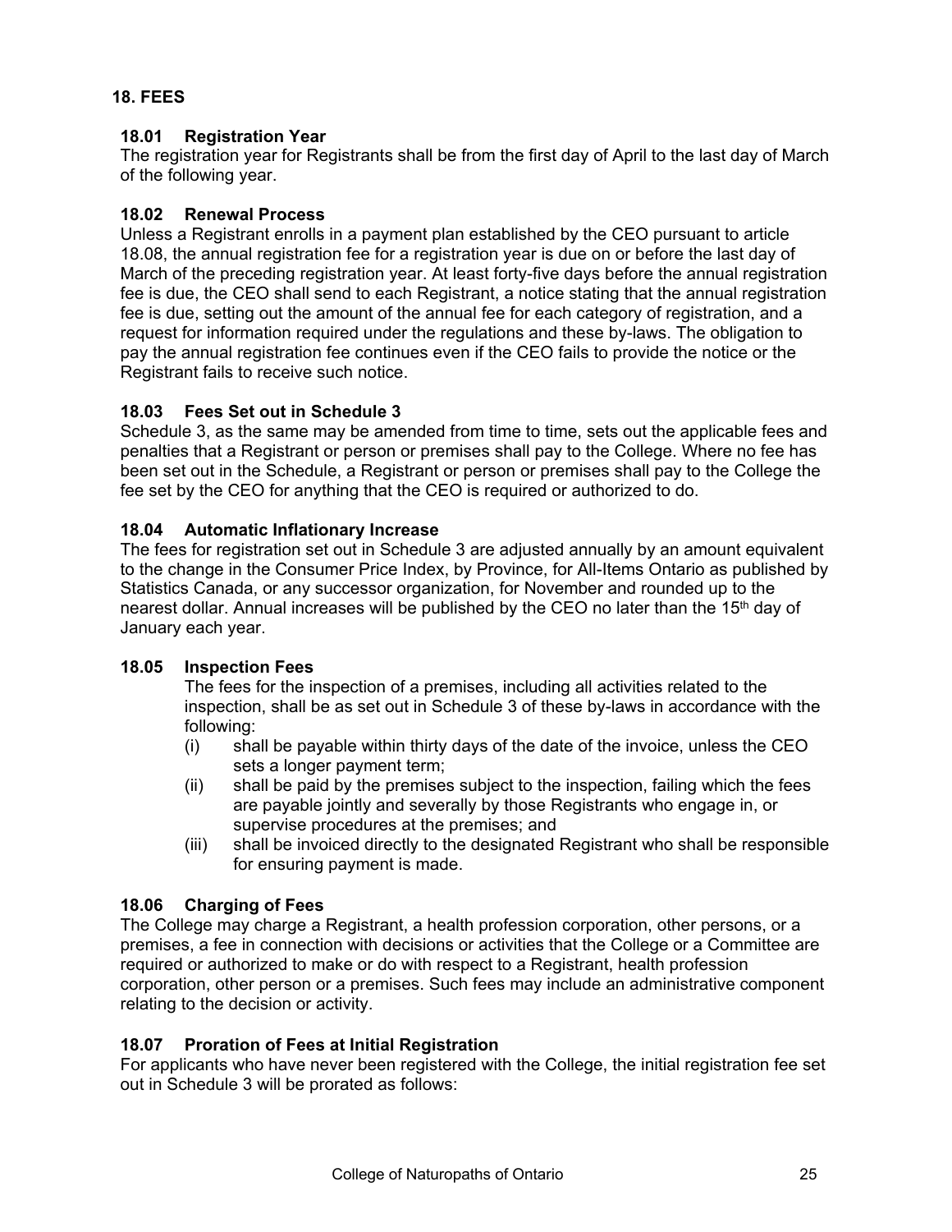## 18. FEES

### 18.01 Registration Year

The registration year for Registrants shall be from the first day of April to the last day of March of the following year.

### 18.02 Renewal Process

Unless a Registrant enrolls in a payment plan established by the CEO pursuant to article 18.08, the annual registration fee for a registration year is due on or before the last day of March of the preceding registration year. At least forty-five days before the annual registration fee is due, the CEO shall send to each Registrant, a notice stating that the annual registration fee is due, setting out the amount of the annual fee for each category of registration, and a request for information required under the regulations and these by-laws. The obligation to pay the annual registration fee continues even if the CEO fails to provide the notice or the Registrant fails to receive such notice.

### 18.03 Fees Set out in Schedule 3

Schedule 3, as the same may be amended from time to time, sets out the applicable fees and penalties that a Registrant or person or premises shall pay to the College. Where no fee has been set out in the Schedule, a Registrant or person or premises shall pay to the College the fee set by the CEO for anything that the CEO is required or authorized to do.

### 18.04 Automatic Inflationary Increase

The fees for registration set out in Schedule 3 are adjusted annually by an amount equivalent to the change in the Consumer Price Index, by Province, for All-Items Ontario as published by Statistics Canada, or any successor organization, for November and rounded up to the nearest dollar. Annual increases will be published by the CEO no later than the 15th day of January each year.

### 18.05 Inspection Fees

The fees for the inspection of a premises, including all activities related to the inspection, shall be as set out in Schedule 3 of these by-laws in accordance with the following:

- (i) shall be payable within thirty days of the date of the invoice, unless the CEO sets a longer payment term;
- (ii) shall be paid by the premises subject to the inspection, failing which the fees are payable jointly and severally by those Registrants who engage in, or supervise procedures at the premises; and
- (iii) shall be invoiced directly to the designated Registrant who shall be responsible for ensuring payment is made.

### 18.06 Charging of Fees

The College may charge a Registrant, a health profession corporation, other persons, or a premises, a fee in connection with decisions or activities that the College or a Committee are required or authorized to make or do with respect to a Registrant, health profession corporation, other person or a premises. Such fees may include an administrative component relating to the decision or activity.

### 18.07 Proration of Fees at Initial Registration

For applicants who have never been registered with the College, the initial registration fee set out in Schedule 3 will be prorated as follows: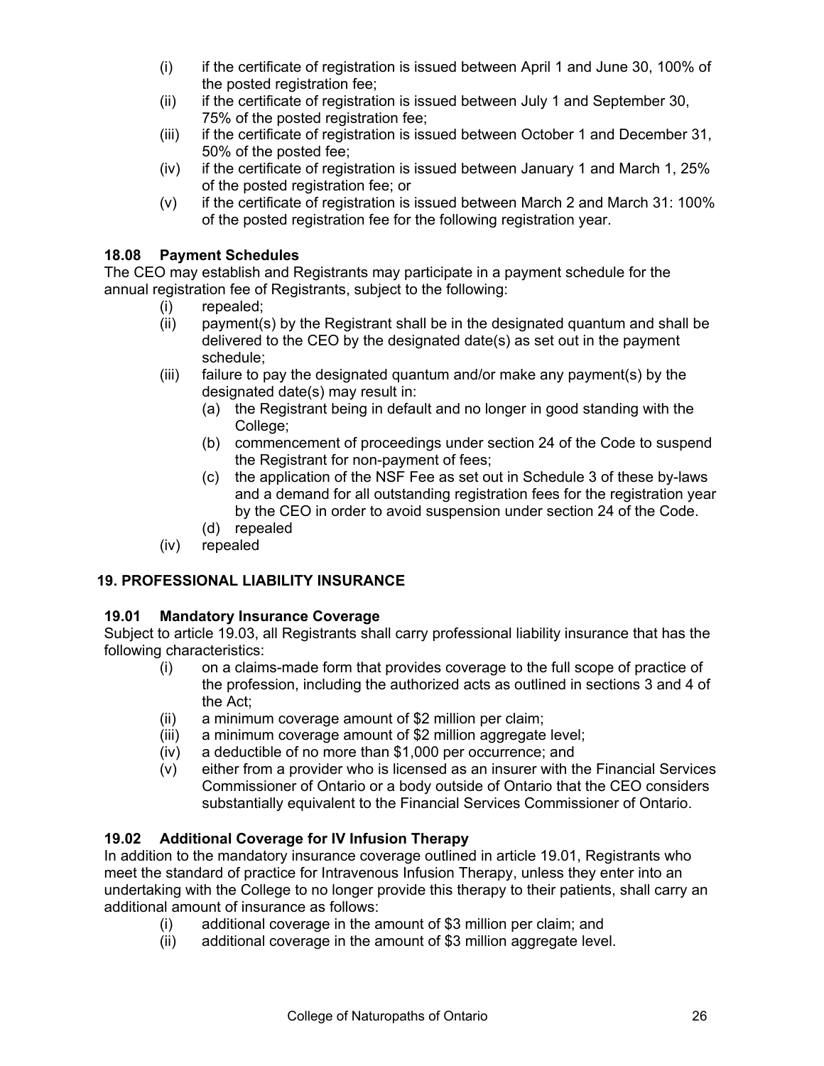(i) if the certificate of registration is issued between April 1 and June 30, 100% of the posted registration fee;

(ii) if the certificate of registration is issued between July 1 and September 30, 75% of the posted registration fee;

(iii) if the certificate of registration is issued between October 1 and December 31, 50% of the posted fee;

(iv) if the certificate of registration is issued between January 1 and March 1, 25% of the posted registration fee; or

(v) if the certificate of registration is issued between March 2 and March 31: 100% of the posted registration fee for the following registration year.

### 18.08 Payment Schedules

The CEO may establish and Registrants may participate in a payment schedule for the annual registration fee of Registrants, subject to the following:

(i) repealed;

(ii) payment(s) by the Registrant shall be in the designated quantum and shall be delivered to the CEO by the designated date(s) as set out in the payment schedule;

(iii) failure to pay the designated quantum and/or make any payment(s) by the designated date(s) may result in:

  (a) the Registrant being in default and no longer in good standing with the College;

  (b) commencement of proceedings under section 24 of the Code to suspend the Registrant for non-payment of fees;

  (c) the application of the NSF Fee as set out in Schedule 3 of these by-laws and a demand for all outstanding registration fees for the registration year by the CEO in order to avoid suspension under section 24 of the Code.

  (d) repealed

(iv) repealed

## 19. PROFESSIONAL LIABILITY INSURANCE

### 19.01 Mandatory Insurance Coverage

Subject to article 19.03, all Registrants shall carry professional liability insurance that has the following characteristics:

(i) on a claims-made form that provides coverage to the full scope of practice of the profession, including the authorized acts as outlined in sections 3 and 4 of the Act;

(ii) a minimum coverage amount of $2 million per claim;

(iii) a minimum coverage amount of $2 million aggregate level;

(iv) a deductible of no more than $1,000 per occurrence; and

(v) either from a provider who is licensed as an insurer with the Financial Services Commissioner of Ontario or a body outside of Ontario that the CEO considers substantially equivalent to the Financial Services Commissioner of Ontario.

### 19.02 Additional Coverage for IV Infusion Therapy

In addition to the mandatory insurance coverage outlined in article 19.01, Registrants who meet the standard of practice for Intravenous Infusion Therapy, unless they enter into an undertaking with the College to no longer provide this therapy to their patients, shall carry an additional amount of insurance as follows:

(i) additional coverage in the amount of $3 million per claim; and

(ii) additional coverage in the amount of $3 million aggregate level.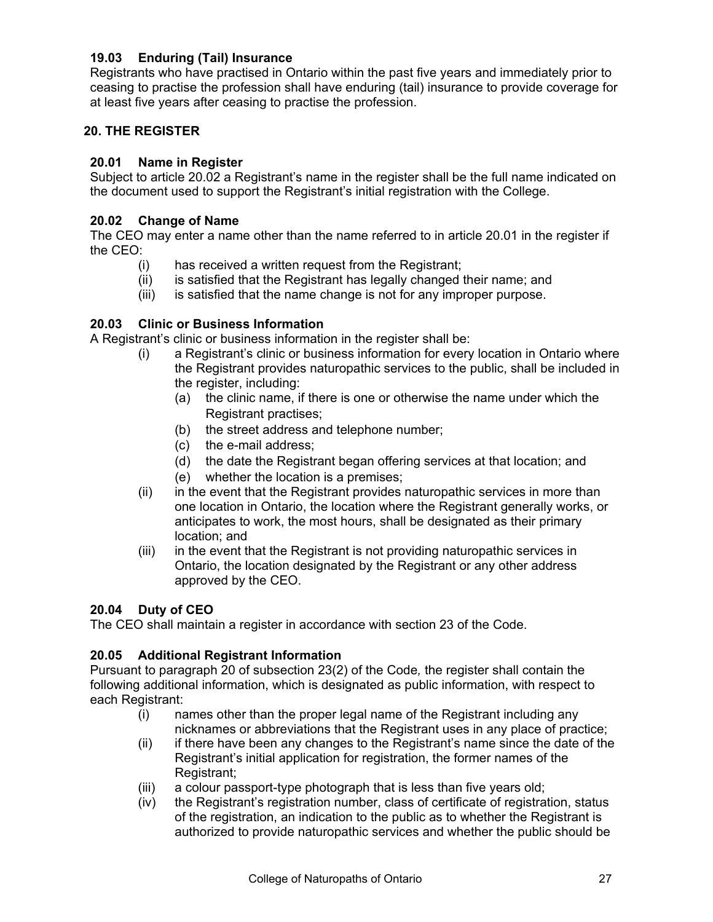### 19.03 Enduring (Tail) Insurance

Registrants who have practised in Ontario within the past five years and immediately prior to ceasing to practise the profession shall have enduring (tail) insurance to provide coverage for at least five years after ceasing to practise the profession.

## 20. THE REGISTER

### 20.01 Name in Register

Subject to article 20.02 a Registrant's name in the register shall be the full name indicated on the document used to support the Registrant's initial registration with the College.

### 20.02 Change of Name

The CEO may enter a name other than the name referred to in article 20.01 in the register if the CEO:

- (i) has received a written request from the Registrant;
- (ii) is satisfied that the Registrant has legally changed their name; and
- (iii) is satisfied that the name change is not for any improper purpose.

### 20.03 Clinic or Business Information

A Registrant's clinic or business information in the register shall be:

- (i) a Registrant's clinic or business information for every location in Ontario where the Registrant provides naturopathic services to the public, shall be included in the register, including:
  - (a) the clinic name, if there is one or otherwise the name under which the Registrant practises;
  - (b) the street address and telephone number;
  - (c) the e-mail address;
  - (d) the date the Registrant began offering services at that location; and
  - (e) whether the location is a premises;
- (ii) in the event that the Registrant provides naturopathic services in more than one location in Ontario, the location where the Registrant generally works, or anticipates to work, the most hours, shall be designated as their primary location; and
- (iii) in the event that the Registrant is not providing naturopathic services in Ontario, the location designated by the Registrant or any other address approved by the CEO.

### 20.04 Duty of CEO

The CEO shall maintain a register in accordance with section 23 of the Code.

### 20.05 Additional Registrant Information

Pursuant to paragraph 20 of subsection 23(2) of the Code*,* the register shall contain the following additional information, which is designated as public information, with respect to each Registrant:

- (i) names other than the proper legal name of the Registrant including any nicknames or abbreviations that the Registrant uses in any place of practice;
- (ii) if there have been any changes to the Registrant's name since the date of the Registrant's initial application for registration, the former names of the Registrant;
- (iii) a colour passport-type photograph that is less than five years old;
- (iv) the Registrant's registration number, class of certificate of registration, status of the registration, an indication to the public as to whether the Registrant is authorized to provide naturopathic services and whether the public should be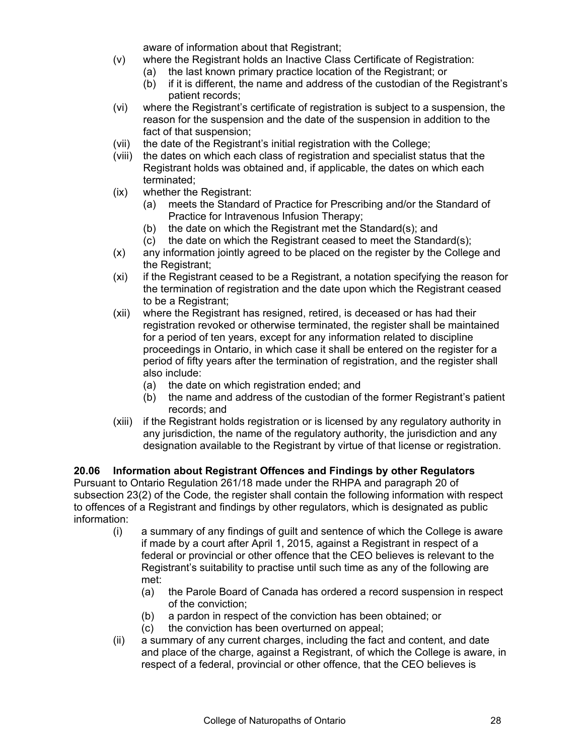aware of information about that Registrant;

(v) where the Registrant holds an Inactive Class Certificate of Registration:
   (a) the last known primary practice location of the Registrant; or
   (b) if it is different, the name and address of the custodian of the Registrant's patient records;

(vi) where the Registrant's certificate of registration is subject to a suspension, the reason for the suspension and the date of the suspension in addition to the fact of that suspension;

(vii) the date of the Registrant's initial registration with the College;

(viii) the dates on which each class of registration and specialist status that the Registrant holds was obtained and, if applicable, the dates on which each terminated;

(ix) whether the Registrant:
   (a) meets the Standard of Practice for Prescribing and/or the Standard of Practice for Intravenous Infusion Therapy;
   (b) the date on which the Registrant met the Standard(s); and
   (c) the date on which the Registrant ceased to meet the Standard(s);

(x) any information jointly agreed to be placed on the register by the College and the Registrant;

(xi) if the Registrant ceased to be a Registrant, a notation specifying the reason for the termination of registration and the date upon which the Registrant ceased to be a Registrant;

(xii) where the Registrant has resigned, retired, is deceased or has had their registration revoked or otherwise terminated, the register shall be maintained for a period of ten years, except for any information related to discipline proceedings in Ontario, in which case it shall be entered on the register for a period of fifty years after the termination of registration, and the register shall also include:
   (a) the date on which registration ended; and
   (b) the name and address of the custodian of the former Registrant's patient records; and

(xiii) if the Registrant holds registration or is licensed by any regulatory authority in any jurisdiction, the name of the regulatory authority, the jurisdiction and any designation available to the Registrant by virtue of that license or registration.

**20.06 Information about Registrant Offences and Findings by other Regulators**

Pursuant to Ontario Regulation 261/18 made under the RHPA and paragraph 20 of subsection 23(2) of the Code*,* the register shall contain the following information with respect to offences of a Registrant and findings by other regulators, which is designated as public information:

(i) a summary of any findings of guilt and sentence of which the College is aware if made by a court after April 1, 2015, against a Registrant in respect of a federal or provincial or other offence that the CEO believes is relevant to the Registrant's suitability to practise until such time as any of the following are met:
   (a) the Parole Board of Canada has ordered a record suspension in respect of the conviction;
   (b) a pardon in respect of the conviction has been obtained; or
   (c) the conviction has been overturned on appeal;

(ii) a summary of any current charges, including the fact and content, and date and place of the charge, against a Registrant, of which the College is aware, in respect of a federal, provincial or other offence, that the CEO believes is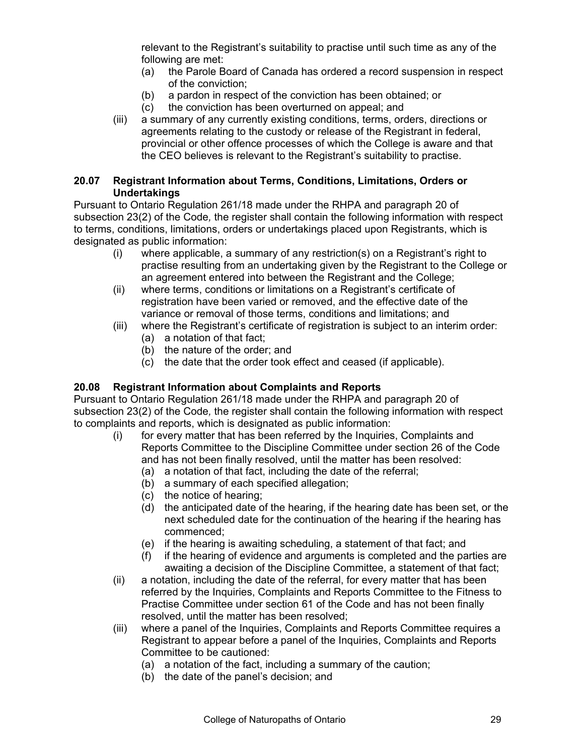relevant to the Registrant's suitability to practise until such time as any of the following are met:

- (a) the Parole Board of Canada has ordered a record suspension in respect of the conviction;
- (b) a pardon in respect of the conviction has been obtained; or
- (c) the conviction has been overturned on appeal; and

(iii) a summary of any currently existing conditions, terms, orders, directions or agreements relating to the custody or release of the Registrant in federal, provincial or other offence processes of which the College is aware and that the CEO believes is relevant to the Registrant's suitability to practise.

### 20.07 Registrant Information about Terms, Conditions, Limitations, Orders or Undertakings

Pursuant to Ontario Regulation 261/18 made under the RHPA and paragraph 20 of subsection 23(2) of the Code*,* the register shall contain the following information with respect to terms, conditions, limitations, orders or undertakings placed upon Registrants, which is designated as public information:

(i) where applicable, a summary of any restriction(s) on a Registrant's right to practise resulting from an undertaking given by the Registrant to the College or an agreement entered into between the Registrant and the College;

(ii) where terms, conditions or limitations on a Registrant's certificate of registration have been varied or removed, and the effective date of the variance or removal of those terms, conditions and limitations; and

(iii) where the Registrant's certificate of registration is subject to an interim order:

- (a) a notation of that fact;
- (b) the nature of the order; and
- (c) the date that the order took effect and ceased (if applicable).

### 20.08 Registrant Information about Complaints and Reports

Pursuant to Ontario Regulation 261/18 made under the RHPA and paragraph 20 of subsection 23(2) of the Code*,* the register shall contain the following information with respect to complaints and reports, which is designated as public information:

(i) for every matter that has been referred by the Inquiries, Complaints and Reports Committee to the Discipline Committee under section 26 of the Code and has not been finally resolved, until the matter has been resolved:

- (a) a notation of that fact, including the date of the referral;
- (b) a summary of each specified allegation;
- (c) the notice of hearing;
- (d) the anticipated date of the hearing, if the hearing date has been set, or the next scheduled date for the continuation of the hearing if the hearing has commenced;
- (e) if the hearing is awaiting scheduling, a statement of that fact; and
- (f) if the hearing of evidence and arguments is completed and the parties are awaiting a decision of the Discipline Committee, a statement of that fact;

(ii) a notation, including the date of the referral, for every matter that has been referred by the Inquiries, Complaints and Reports Committee to the Fitness to Practise Committee under section 61 of the Code and has not been finally resolved, until the matter has been resolved;

(iii) where a panel of the Inquiries, Complaints and Reports Committee requires a Registrant to appear before a panel of the Inquiries, Complaints and Reports Committee to be cautioned:

- (a) a notation of the fact, including a summary of the caution;
- (b) the date of the panel's decision; and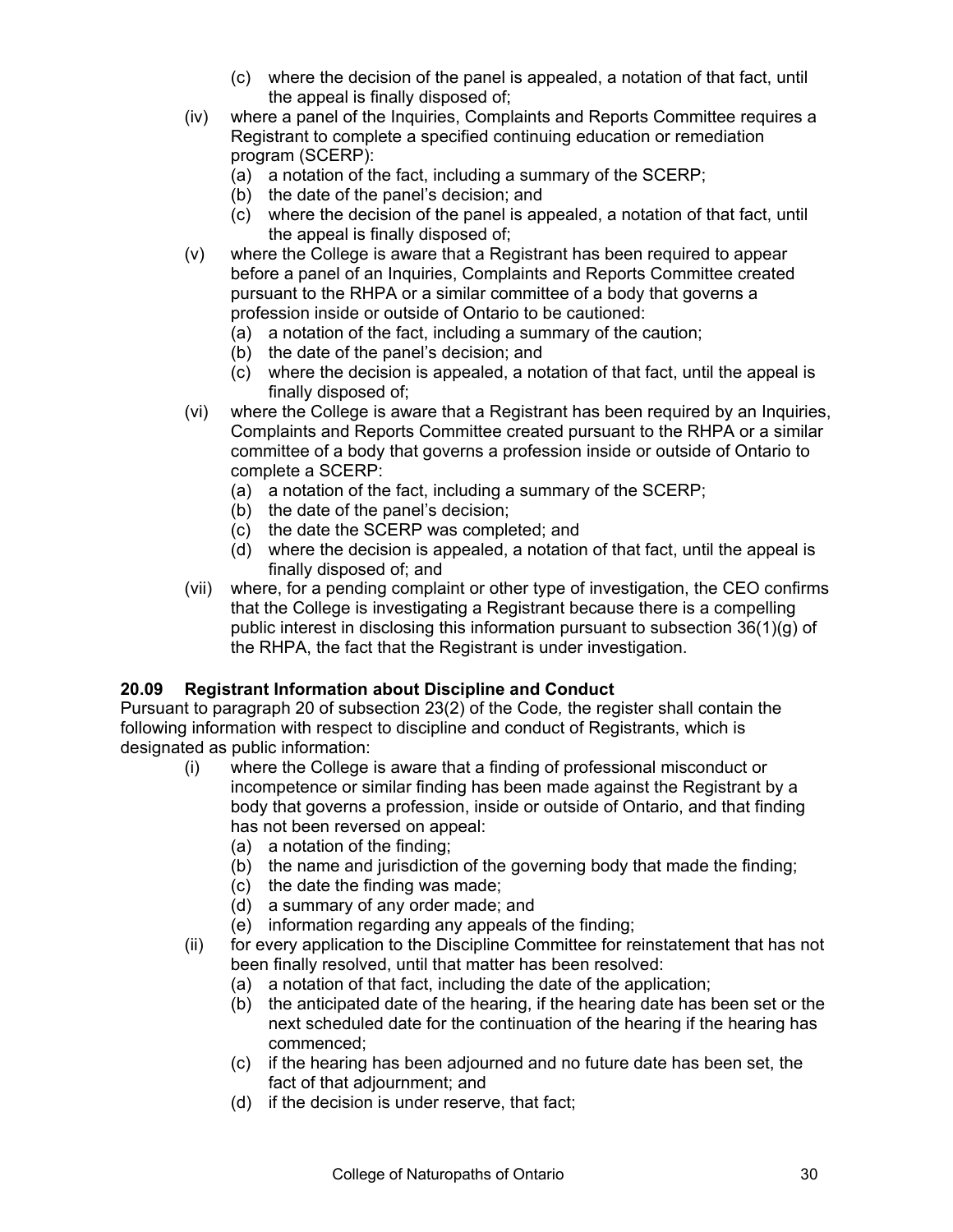(c) where the decision of the panel is appealed, a notation of that fact, until the appeal is finally disposed of;

(iv) where a panel of the Inquiries, Complaints and Reports Committee requires a Registrant to complete a specified continuing education or remediation program (SCERP):
  (a) a notation of the fact, including a summary of the SCERP;
  (b) the date of the panel's decision; and
  (c) where the decision of the panel is appealed, a notation of that fact, until the appeal is finally disposed of;

(v) where the College is aware that a Registrant has been required to appear before a panel of an Inquiries, Complaints and Reports Committee created pursuant to the RHPA or a similar committee of a body that governs a profession inside or outside of Ontario to be cautioned:
  (a) a notation of the fact, including a summary of the caution;
  (b) the date of the panel's decision; and
  (c) where the decision is appealed, a notation of that fact, until the appeal is finally disposed of;

(vi) where the College is aware that a Registrant has been required by an Inquiries, Complaints and Reports Committee created pursuant to the RHPA or a similar committee of a body that governs a profession inside or outside of Ontario to complete a SCERP:
  (a) a notation of the fact, including a summary of the SCERP;
  (b) the date of the panel's decision;
  (c) the date the SCERP was completed; and
  (d) where the decision is appealed, a notation of that fact, until the appeal is finally disposed of; and

(vii) where, for a pending complaint or other type of investigation, the CEO confirms that the College is investigating a Registrant because there is a compelling public interest in disclosing this information pursuant to subsection 36(1)(g) of the RHPA, the fact that the Registrant is under investigation.

**20.09 Registrant Information about Discipline and Conduct**

Pursuant to paragraph 20 of subsection 23(2) of the Code*,* the register shall contain the following information with respect to discipline and conduct of Registrants, which is designated as public information:

(i) where the College is aware that a finding of professional misconduct or incompetence or similar finding has been made against the Registrant by a body that governs a profession, inside or outside of Ontario, and that finding has not been reversed on appeal:
  (a) a notation of the finding;
  (b) the name and jurisdiction of the governing body that made the finding;
  (c) the date the finding was made;
  (d) a summary of any order made; and
  (e) information regarding any appeals of the finding;

(ii) for every application to the Discipline Committee for reinstatement that has not been finally resolved, until that matter has been resolved:
  (a) a notation of that fact, including the date of the application;
  (b) the anticipated date of the hearing, if the hearing date has been set or the next scheduled date for the continuation of the hearing if the hearing has commenced;
  (c) if the hearing has been adjourned and no future date has been set, the fact of that adjournment; and
  (d) if the decision is under reserve, that fact;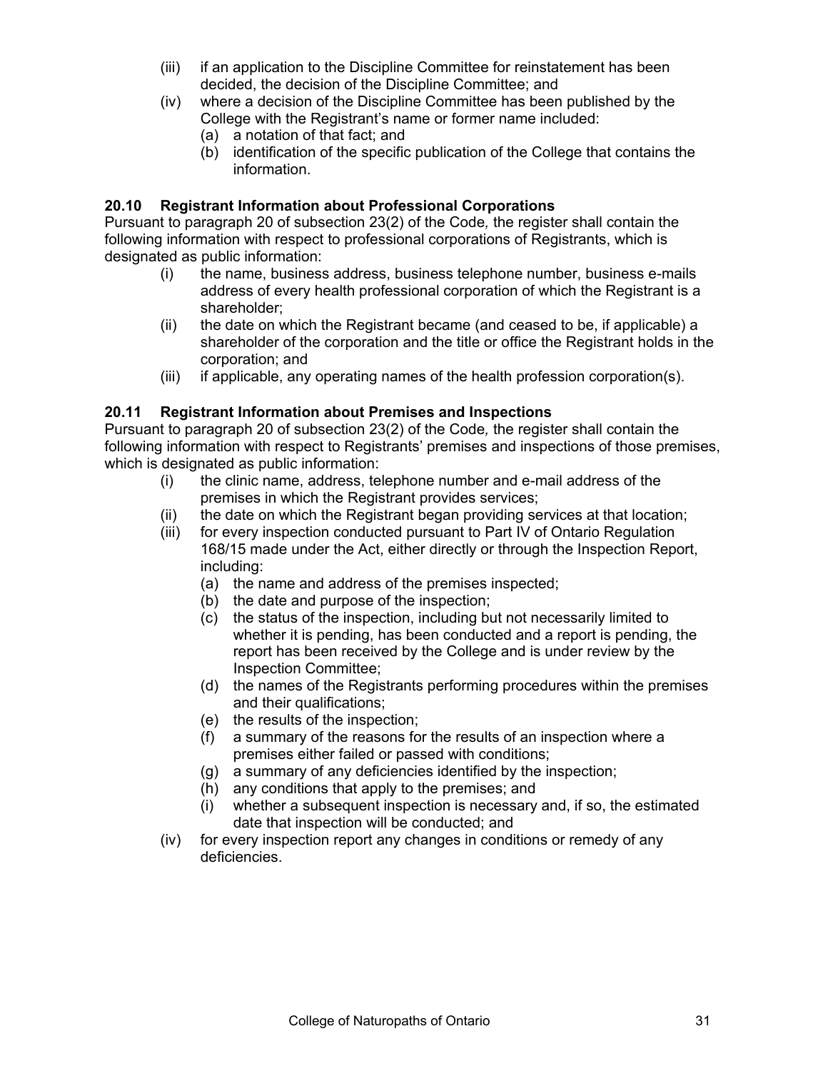(iii) if an application to the Discipline Committee for reinstatement has been decided, the decision of the Discipline Committee; and
(iv) where a decision of the Discipline Committee has been published by the College with the Registrant's name or former name included:
  (a) a notation of that fact; and
  (b) identification of the specific publication of the College that contains the information.

**20.10 Registrant Information about Professional Corporations**

Pursuant to paragraph 20 of subsection 23(2) of the Code*,* the register shall contain the following information with respect to professional corporations of Registrants, which is designated as public information:

(i) the name, business address, business telephone number, business e-mails address of every health professional corporation of which the Registrant is a shareholder;
(ii) the date on which the Registrant became (and ceased to be, if applicable) a shareholder of the corporation and the title or office the Registrant holds in the corporation; and
(iii) if applicable, any operating names of the health profession corporation(s).

**20.11 Registrant Information about Premises and Inspections**

Pursuant to paragraph 20 of subsection 23(2) of the Code*,* the register shall contain the following information with respect to Registrants' premises and inspections of those premises, which is designated as public information:

(i) the clinic name, address, telephone number and e-mail address of the premises in which the Registrant provides services;
(ii) the date on which the Registrant began providing services at that location;
(iii) for every inspection conducted pursuant to Part IV of Ontario Regulation 168/15 made under the Act, either directly or through the Inspection Report, including:
  (a) the name and address of the premises inspected;
  (b) the date and purpose of the inspection;
  (c) the status of the inspection, including but not necessarily limited to whether it is pending, has been conducted and a report is pending, the report has been received by the College and is under review by the Inspection Committee;
  (d) the names of the Registrants performing procedures within the premises and their qualifications;
  (e) the results of the inspection;
  (f) a summary of the reasons for the results of an inspection where a premises either failed or passed with conditions;
  (g) a summary of any deficiencies identified by the inspection;
  (h) any conditions that apply to the premises; and
  (i) whether a subsequent inspection is necessary and, if so, the estimated date that inspection will be conducted; and
(iv) for every inspection report any changes in conditions or remedy of any deficiencies.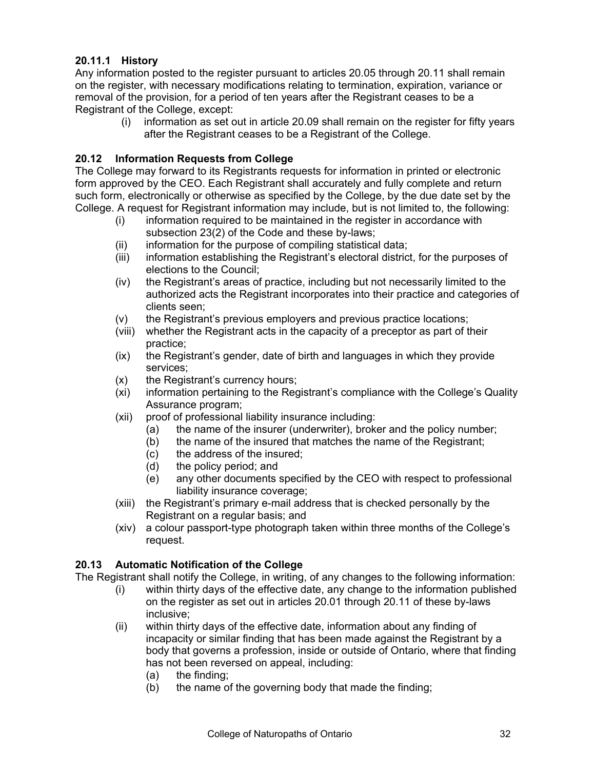### 20.11.1 History

Any information posted to the register pursuant to articles 20.05 through 20.11 shall remain on the register, with necessary modifications relating to termination, expiration, variance or removal of the provision, for a period of ten years after the Registrant ceases to be a Registrant of the College, except:

- (i) information as set out in article 20.09 shall remain on the register for fifty years after the Registrant ceases to be a Registrant of the College.

### 20.12 Information Requests from College

The College may forward to its Registrants requests for information in printed or electronic form approved by the CEO. Each Registrant shall accurately and fully complete and return such form, electronically or otherwise as specified by the College, by the due date set by the College. A request for Registrant information may include, but is not limited to, the following:

- (i) information required to be maintained in the register in accordance with subsection 23(2) of the Code and these by-laws;
- (ii) information for the purpose of compiling statistical data;
- (iii) information establishing the Registrant's electoral district, for the purposes of elections to the Council;
- (iv) the Registrant's areas of practice, including but not necessarily limited to the authorized acts the Registrant incorporates into their practice and categories of clients seen;
- (v) the Registrant's previous employers and previous practice locations;
- (viii) whether the Registrant acts in the capacity of a preceptor as part of their practice;
- (ix) the Registrant's gender, date of birth and languages in which they provide services;
- (x) the Registrant's currency hours;
- (xi) information pertaining to the Registrant's compliance with the College's Quality Assurance program;
- (xii) proof of professional liability insurance including:
  - (a) the name of the insurer (underwriter), broker and the policy number;
  - (b) the name of the insured that matches the name of the Registrant;
  - (c) the address of the insured;
  - (d) the policy period; and
  - (e) any other documents specified by the CEO with respect to professional liability insurance coverage;
- (xiii) the Registrant's primary e-mail address that is checked personally by the Registrant on a regular basis; and
- (xiv) a colour passport-type photograph taken within three months of the College's request.

### 20.13 Automatic Notification of the College

The Registrant shall notify the College, in writing, of any changes to the following information:

- (i) within thirty days of the effective date, any change to the information published on the register as set out in articles 20.01 through 20.11 of these by-laws inclusive;
- (ii) within thirty days of the effective date, information about any finding of incapacity or similar finding that has been made against the Registrant by a body that governs a profession, inside or outside of Ontario, where that finding has not been reversed on appeal, including:
  - (a) the finding;
  - (b) the name of the governing body that made the finding;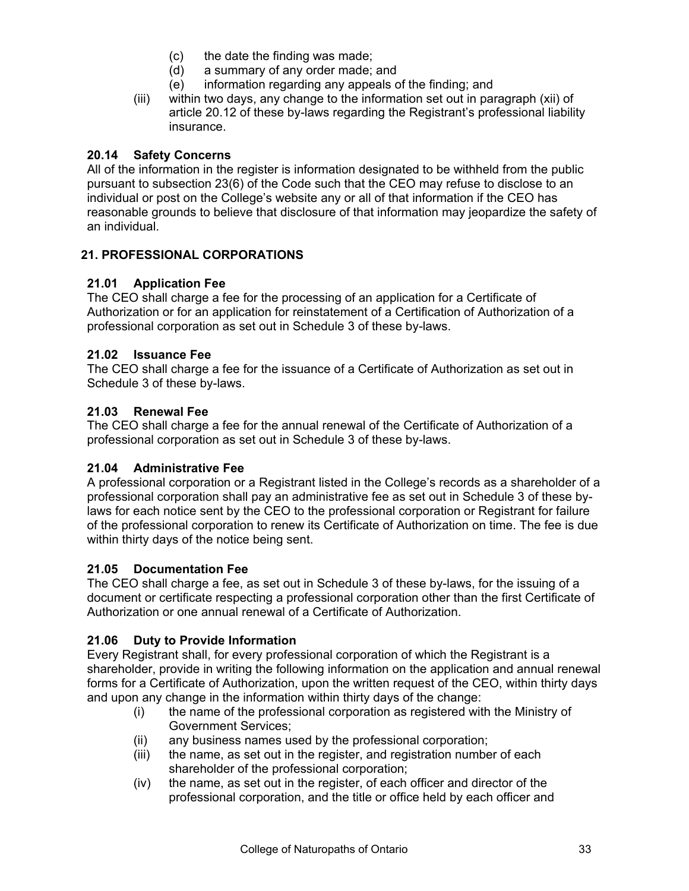(c) the date the finding was made;
(d) a summary of any order made; and
(e) information regarding any appeals of the finding; and

(iii) within two days, any change to the information set out in paragraph (xii) of article 20.12 of these by-laws regarding the Registrant's professional liability insurance.

### 20.14 Safety Concerns

All of the information in the register is information designated to be withheld from the public pursuant to subsection 23(6) of the Code such that the CEO may refuse to disclose to an individual or post on the College's website any or all of that information if the CEO has reasonable grounds to believe that disclosure of that information may jeopardize the safety of an individual.

## 21. PROFESSIONAL CORPORATIONS

### 21.01 Application Fee

The CEO shall charge a fee for the processing of an application for a Certificate of Authorization or for an application for reinstatement of a Certification of Authorization of a professional corporation as set out in Schedule 3 of these by-laws.

### 21.02 Issuance Fee

The CEO shall charge a fee for the issuance of a Certificate of Authorization as set out in Schedule 3 of these by-laws.

### 21.03 Renewal Fee

The CEO shall charge a fee for the annual renewal of the Certificate of Authorization of a professional corporation as set out in Schedule 3 of these by-laws.

### 21.04 Administrative Fee

A professional corporation or a Registrant listed in the College's records as a shareholder of a professional corporation shall pay an administrative fee as set out in Schedule 3 of these by-laws for each notice sent by the CEO to the professional corporation or Registrant for failure of the professional corporation to renew its Certificate of Authorization on time. The fee is due within thirty days of the notice being sent.

### 21.05 Documentation Fee

The CEO shall charge a fee, as set out in Schedule 3 of these by-laws, for the issuing of a document or certificate respecting a professional corporation other than the first Certificate of Authorization or one annual renewal of a Certificate of Authorization.

### 21.06 Duty to Provide Information

Every Registrant shall, for every professional corporation of which the Registrant is a shareholder, provide in writing the following information on the application and annual renewal forms for a Certificate of Authorization, upon the written request of the CEO, within thirty days and upon any change in the information within thirty days of the change:

(i) the name of the professional corporation as registered with the Ministry of Government Services;
(ii) any business names used by the professional corporation;
(iii) the name, as set out in the register, and registration number of each shareholder of the professional corporation;
(iv) the name, as set out in the register, of each officer and director of the professional corporation, and the title or office held by each officer and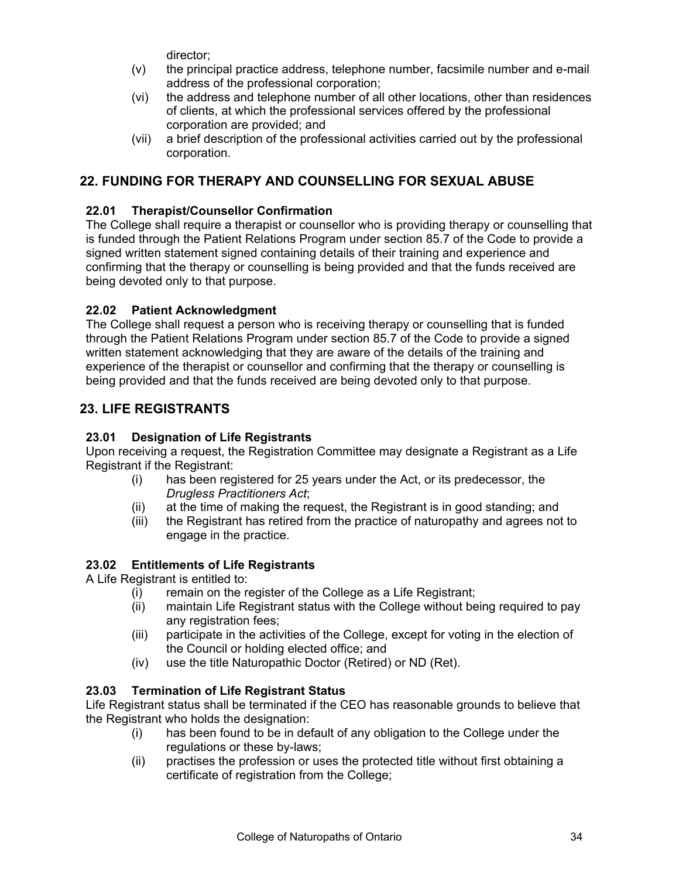director;

(v) the principal practice address, telephone number, facsimile number and e-mail address of the professional corporation;

(vi) the address and telephone number of all other locations, other than residences of clients, at which the professional services offered by the professional corporation are provided; and

(vii) a brief description of the professional activities carried out by the professional corporation.

## 22. FUNDING FOR THERAPY AND COUNSELLING FOR SEXUAL ABUSE

### 22.01 Therapist/Counsellor Confirmation

The College shall require a therapist or counsellor who is providing therapy or counselling that is funded through the Patient Relations Program under section 85.7 of the Code to provide a signed written statement signed containing details of their training and experience and confirming that the therapy or counselling is being provided and that the funds received are being devoted only to that purpose.

### 22.02 Patient Acknowledgment

The College shall request a person who is receiving therapy or counselling that is funded through the Patient Relations Program under section 85.7 of the Code to provide a signed written statement acknowledging that they are aware of the details of the training and experience of the therapist or counsellor and confirming that the therapy or counselling is being provided and that the funds received are being devoted only to that purpose.

## 23. LIFE REGISTRANTS

### 23.01 Designation of Life Registrants

Upon receiving a request, the Registration Committee may designate a Registrant as a Life Registrant if the Registrant:

(i) has been registered for 25 years under the Act, or its predecessor, the *Drugless Practitioners Act*;

(ii) at the time of making the request, the Registrant is in good standing; and

(iii) the Registrant has retired from the practice of naturopathy and agrees not to engage in the practice.

### 23.02 Entitlements of Life Registrants

A Life Registrant is entitled to:

(i) remain on the register of the College as a Life Registrant;

(ii) maintain Life Registrant status with the College without being required to pay any registration fees;

(iii) participate in the activities of the College, except for voting in the election of the Council or holding elected office; and

(iv) use the title Naturopathic Doctor (Retired) or ND (Ret).

### 23.03 Termination of Life Registrant Status

Life Registrant status shall be terminated if the CEO has reasonable grounds to believe that the Registrant who holds the designation:

(i) has been found to be in default of any obligation to the College under the regulations or these by-laws;

(ii) practises the profession or uses the protected title without first obtaining a certificate of registration from the College;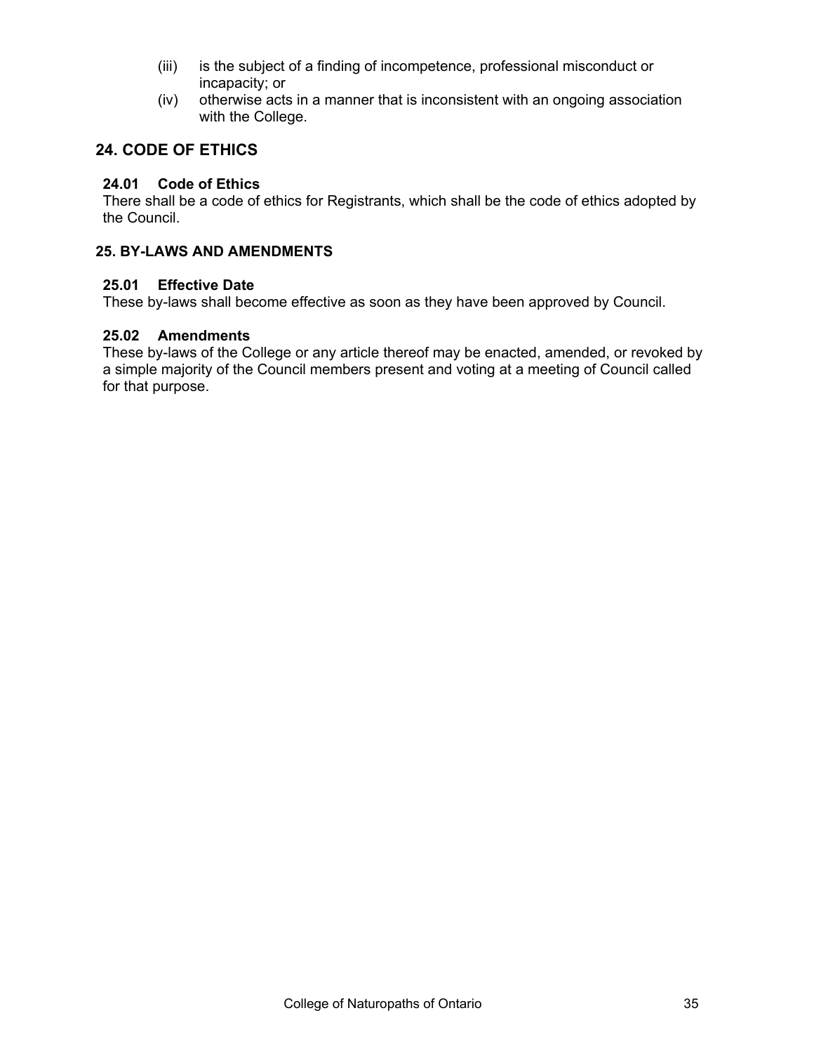(iii) is the subject of a finding of incompetence, professional misconduct or incapacity; or

(iv) otherwise acts in a manner that is inconsistent with an ongoing association with the College.

## 24. CODE OF ETHICS

### 24.01 Code of Ethics

There shall be a code of ethics for Registrants, which shall be the code of ethics adopted by the Council.

## 25. BY-LAWS AND AMENDMENTS

### 25.01 Effective Date

These by-laws shall become effective as soon as they have been approved by Council.

### 25.02 Amendments

These by-laws of the College or any article thereof may be enacted, amended, or revoked by a simple majority of the Council members present and voting at a meeting of Council called for that purpose.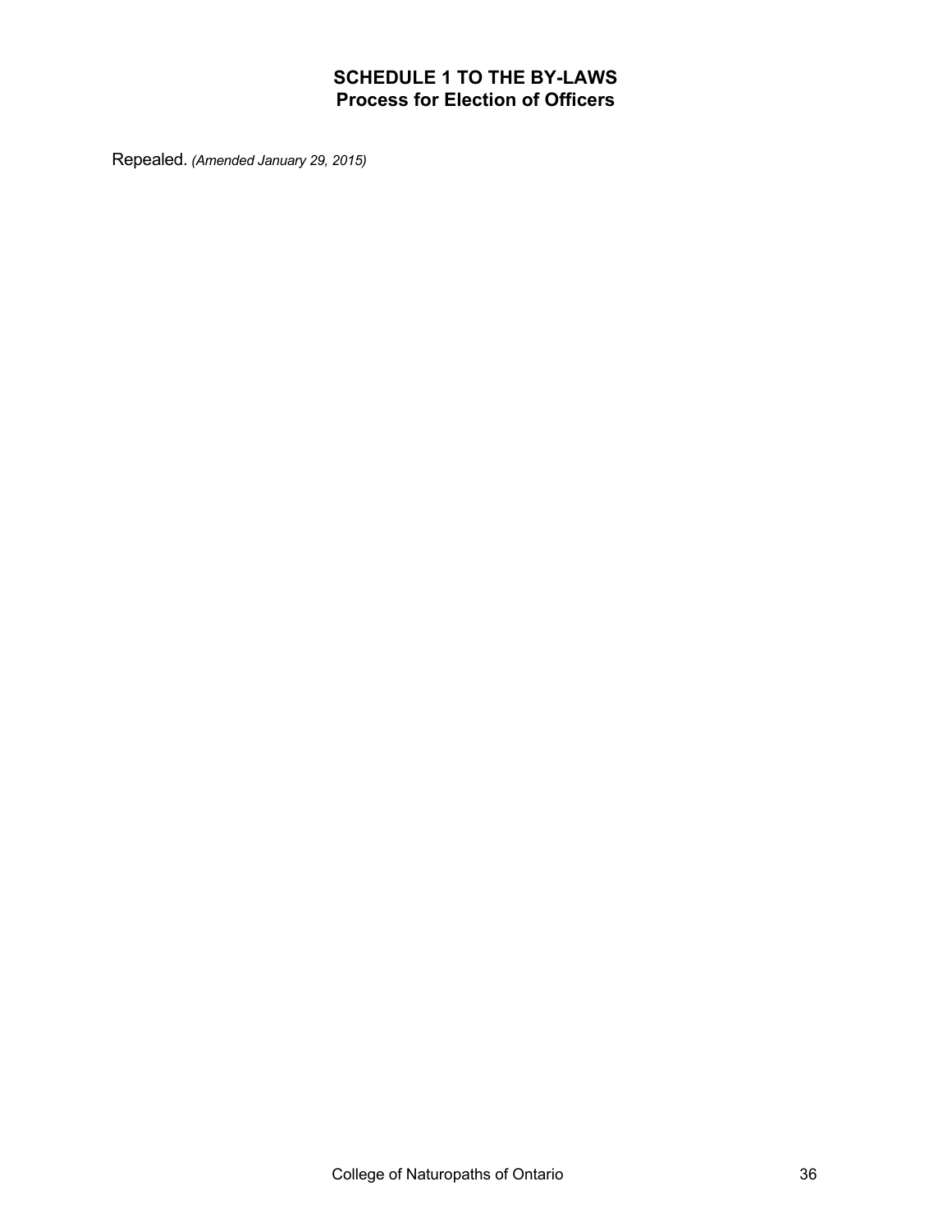# SCHEDULE 1 TO THE BY-LAWS
## Process for Election of Officers

Repealed. *(Amended January 29, 2015)*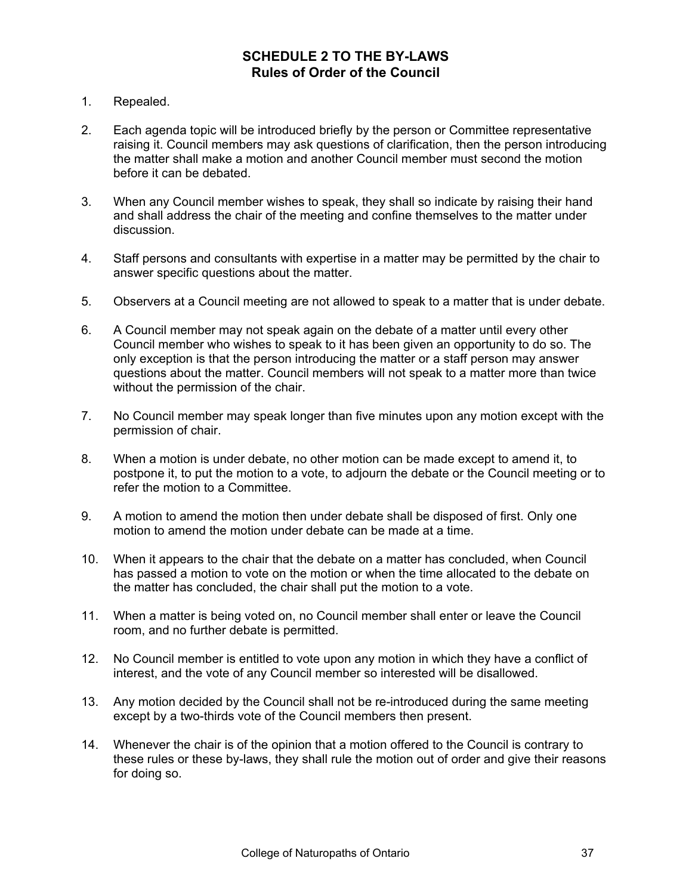## SCHEDULE 2 TO THE BY-LAWS
## Rules of Order of the Council

1. Repealed.

2. Each agenda topic will be introduced briefly by the person or Committee representative raising it. Council members may ask questions of clarification, then the person introducing the matter shall make a motion and another Council member must second the motion before it can be debated.

3. When any Council member wishes to speak, they shall so indicate by raising their hand and shall address the chair of the meeting and confine themselves to the matter under discussion.

4. Staff persons and consultants with expertise in a matter may be permitted by the chair to answer specific questions about the matter.

5. Observers at a Council meeting are not allowed to speak to a matter that is under debate.

6. A Council member may not speak again on the debate of a matter until every other Council member who wishes to speak to it has been given an opportunity to do so. The only exception is that the person introducing the matter or a staff person may answer questions about the matter. Council members will not speak to a matter more than twice without the permission of the chair.

7. No Council member may speak longer than five minutes upon any motion except with the permission of chair.

8. When a motion is under debate, no other motion can be made except to amend it, to postpone it, to put the motion to a vote, to adjourn the debate or the Council meeting or to refer the motion to a Committee.

9. A motion to amend the motion then under debate shall be disposed of first. Only one motion to amend the motion under debate can be made at a time.

10. When it appears to the chair that the debate on a matter has concluded, when Council has passed a motion to vote on the motion or when the time allocated to the debate on the matter has concluded, the chair shall put the motion to a vote.

11. When a matter is being voted on, no Council member shall enter or leave the Council room, and no further debate is permitted.

12. No Council member is entitled to vote upon any motion in which they have a conflict of interest, and the vote of any Council member so interested will be disallowed.

13. Any motion decided by the Council shall not be re-introduced during the same meeting except by a two-thirds vote of the Council members then present.

14. Whenever the chair is of the opinion that a motion offered to the Council is contrary to these rules or these by-laws, they shall rule the motion out of order and give their reasons for doing so.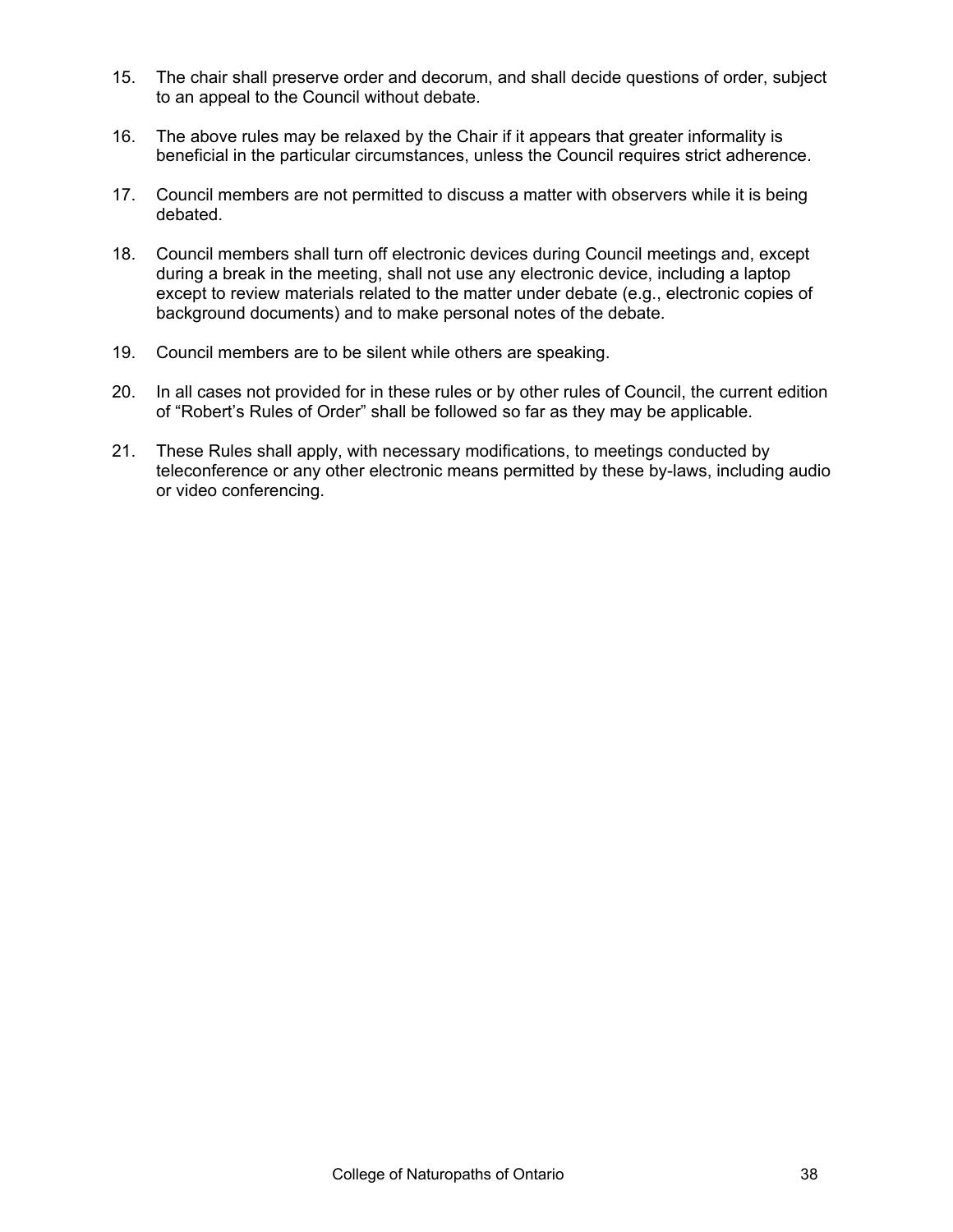15. The chair shall preserve order and decorum, and shall decide questions of order, subject to an appeal to the Council without debate.

16. The above rules may be relaxed by the Chair if it appears that greater informality is beneficial in the particular circumstances, unless the Council requires strict adherence.

17. Council members are not permitted to discuss a matter with observers while it is being debated.

18. Council members shall turn off electronic devices during Council meetings and, except during a break in the meeting, shall not use any electronic device, including a laptop except to review materials related to the matter under debate (e.g., electronic copies of background documents) and to make personal notes of the debate.

19. Council members are to be silent while others are speaking.

20. In all cases not provided for in these rules or by other rules of Council, the current edition of "Robert's Rules of Order" shall be followed so far as they may be applicable.

21. These Rules shall apply, with necessary modifications, to meetings conducted by teleconference or any other electronic means permitted by these by-laws, including audio or video conferencing.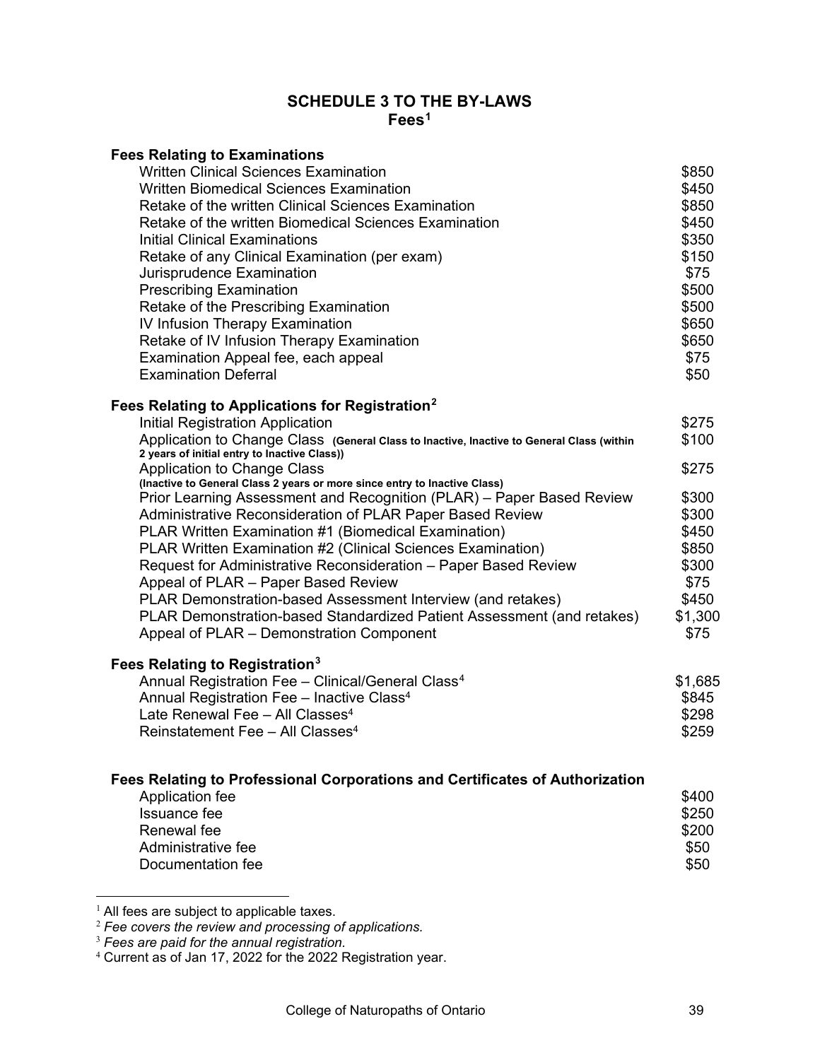## SCHEDULE 3 TO THE BY-LAWS
### Fees[1]

**Fees Relating to Examinations**

| | |
|---|---|
| Written Clinical Sciences Examination | $850 |
| Written Biomedical Sciences Examination | $450 |
| Retake of the written Clinical Sciences Examination | $850 |
| Retake of the written Biomedical Sciences Examination | $450 |
| Initial Clinical Examinations | $350 |
| Retake of any Clinical Examination (per exam) | $150 |
| Jurisprudence Examination | $75 |
| Prescribing Examination | $500 |
| Retake of the Prescribing Examination | $500 |
| IV Infusion Therapy Examination | $650 |
| Retake of IV Infusion Therapy Examination | $650 |
| Examination Appeal fee, each appeal | $75 |
| Examination Deferral | $50 |

**Fees Relating to Applications for Registration[2]**

| | |
|---|---|
| Initial Registration Application | $275 |
| Application to Change Class **(General Class to Inactive, Inactive to General Class (within 2 years of initial entry to Inactive Class))** | $100 |
| Application to Change Class **(Inactive to General Class 2 years or more since entry to Inactive Class)** | $275 |
| Prior Learning Assessment and Recognition (PLAR) – Paper Based Review | $300 |
| Administrative Reconsideration of PLAR Paper Based Review | $300 |
| PLAR Written Examination #1 (Biomedical Examination) | $450 |
| PLAR Written Examination #2 (Clinical Sciences Examination) | $850 |
| Request for Administrative Reconsideration – Paper Based Review | $300 |
| Appeal of PLAR – Paper Based Review | $75 |
| PLAR Demonstration-based Assessment Interview (and retakes) | $450 |
| PLAR Demonstration-based Standardized Patient Assessment (and retakes) | $1,300 |
| Appeal of PLAR – Demonstration Component | $75 |

**Fees Relating to Registration[3]**

| | |
|---|---|
| Annual Registration Fee – Clinical/General Class[4] | $1,685 |
| Annual Registration Fee – Inactive Class[4] | $845 |
| Late Renewal Fee – All Classes[4] | $298 |
| Reinstatement Fee – All Classes[4] | $259 |

**Fees Relating to Professional Corporations and Certificates of Authorization**

| | |
|---|---|
| Application fee | $400 |
| Issuance fee | $250 |
| Renewal fee | $200 |
| Administrative fee | $50 |
| Documentation fee | $50 |

---

[1] All fees are subject to applicable taxes.
[2] *Fee covers the review and processing of applications.*
[3] *Fees are paid for the annual registration.*
[4] Current as of Jan 17, 2022 for the 2022 Registration year.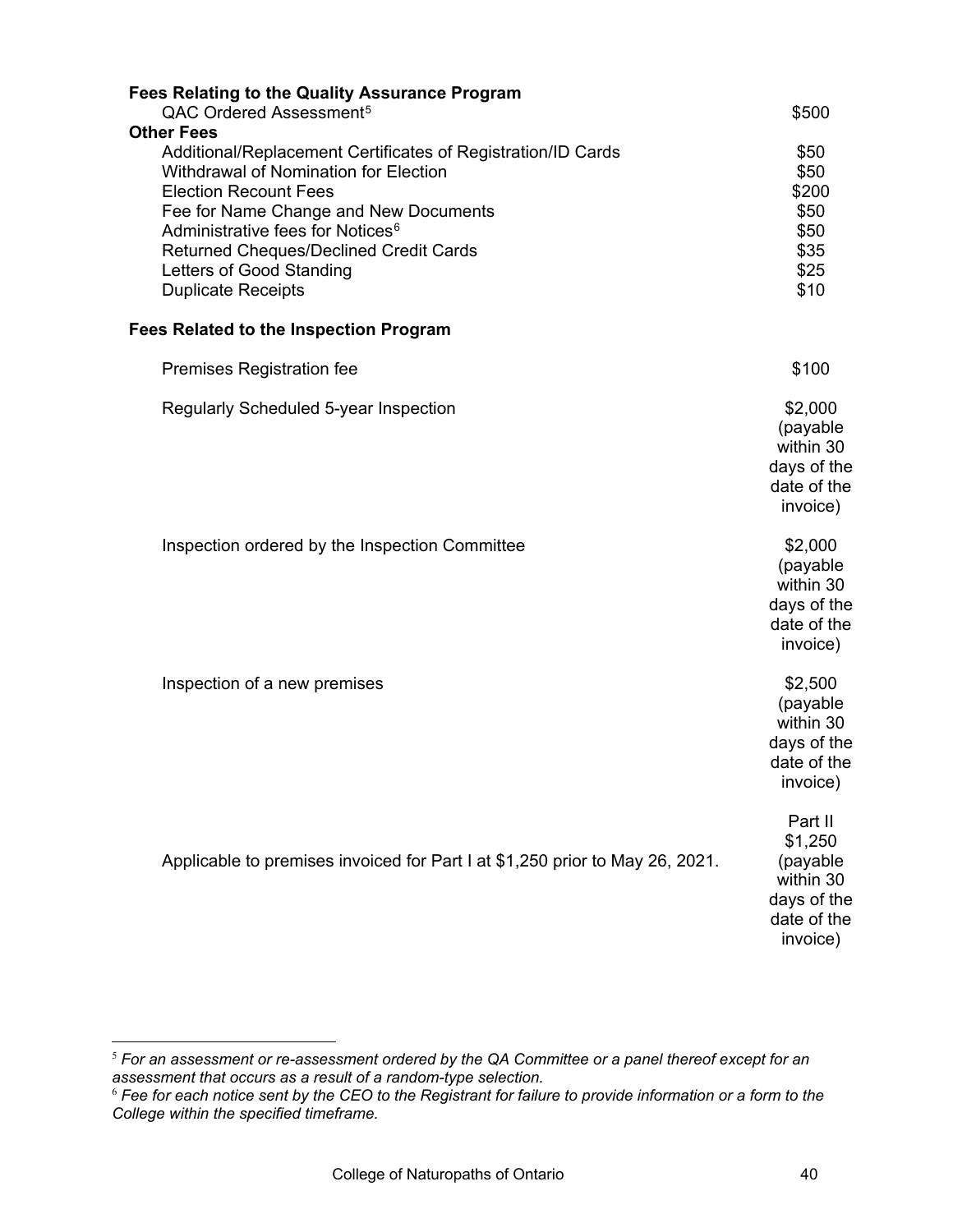| | |
|---|---|
| **Fees Relating to the Quality Assurance Program** | |
| QAC Ordered Assessment[5] | $500 |
| **Other Fees** | |
| Additional/Replacement Certificates of Registration/ID Cards | $50 |
| Withdrawal of Nomination for Election | $50 |
| Election Recount Fees | $200 |
| Fee for Name Change and New Documents | $50 |
| Administrative fees for Notices[6] | $50 |
| Returned Cheques/Declined Credit Cards | $35 |
| Letters of Good Standing | $25 |
| Duplicate Receipts | $10 |
| **Fees Related to the Inspection Program** | |
| Premises Registration fee | $100 |
| Regularly Scheduled 5-year Inspection | $2,000 (payable within 30 days of the date of the invoice) |
| Inspection ordered by the Inspection Committee | $2,000 (payable within 30 days of the date of the invoice) |
| Inspection of a new premises | $2,500 (payable within 30 days of the date of the invoice) |
| Applicable to premises invoiced for Part I at $1,250 prior to May 26, 2021. | Part II $1,250 (payable within 30 days of the date of the invoice) |

[5] *For an assessment or re-assessment ordered by the QA Committee or a panel thereof except for an assessment that occurs as a result of a random-type selection.*

[6] *Fee for each notice sent by the CEO to the Registrant for failure to provide information or a form to the College within the specified timeframe.*